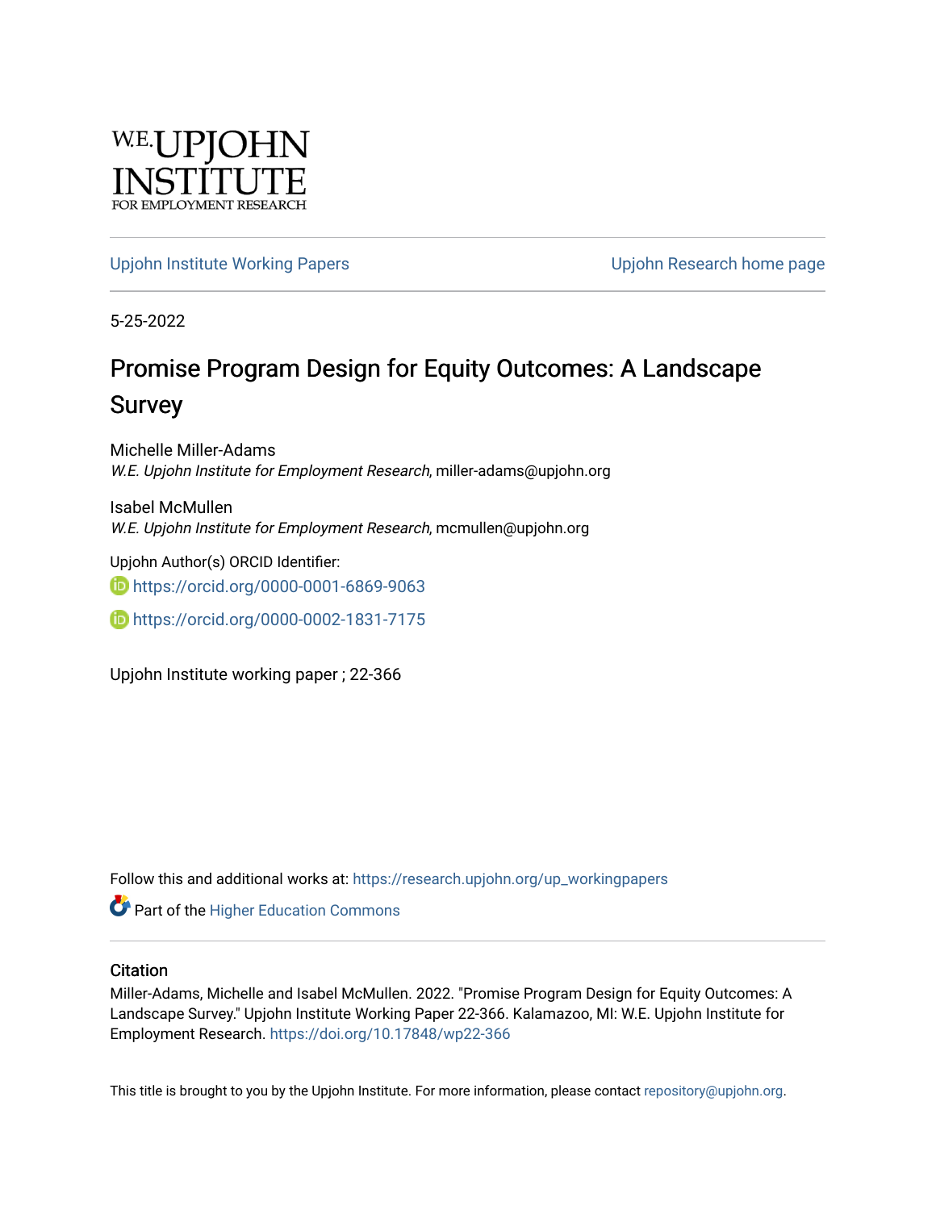W.E. UPJOHN INSTITUTE FOR EMPLOYMENT RESEARCH

Upjohn Institute Working Papers

Upjohn Research home page

5-25-2022

# Promise Program Design for Equity Outcomes: A Landscape Survey

Michelle Miller-Adams
*W.E. Upjohn Institute for Employment Research*, miller-adams@upjohn.org

Isabel McMullen
*W.E. Upjohn Institute for Employment Research*, mcmullen@upjohn.org

Upjohn Author(s) ORCID Identifier:

https://orcid.org/0000-0001-6869-9063

https://orcid.org/0000-0002-1831-7175

Upjohn Institute working paper ; 22-366

Follow this and additional works at: https://research.upjohn.org/up_workingpapers

Part of the Higher Education Commons

## Citation

Miller-Adams, Michelle and Isabel McMullen. 2022. "Promise Program Design for Equity Outcomes: A Landscape Survey." Upjohn Institute Working Paper 22-366. Kalamazoo, MI: W.E. Upjohn Institute for Employment Research. https://doi.org/10.17848/wp22-366

This title is brought to you by the Upjohn Institute. For more information, please contact repository@upjohn.org.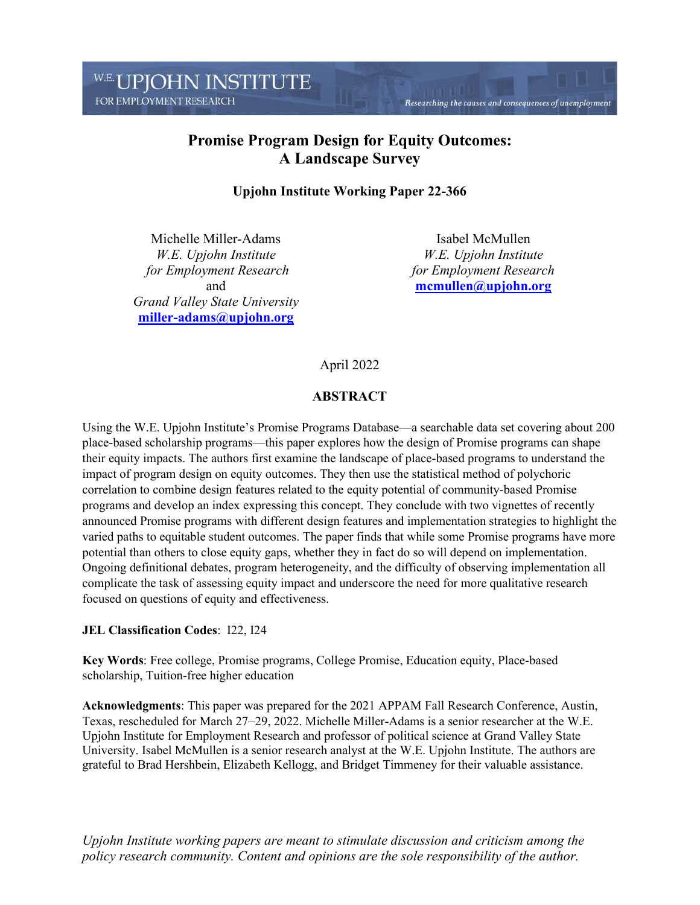W.E. UPJOHN INSTITUTE
FOR EMPLOYMENT RESEARCH

*Researching the causes and consequences of unemployment*

# Promise Program Design for Equity Outcomes: A Landscape Survey

**Upjohn Institute Working Paper 22-366**

Michelle Miller-Adams
*W.E. Upjohn Institute for Employment Research*
and
*Grand Valley State University*
**miller-adams@upjohn.org**

Isabel McMullen
*W.E. Upjohn Institute for Employment Research*
**mcmullen@upjohn.org**

April 2022

## ABSTRACT

Using the W.E. Upjohn Institute's Promise Programs Database—a searchable data set covering about 200 place-based scholarship programs—this paper explores how the design of Promise programs can shape their equity impacts. The authors first examine the landscape of place-based programs to understand the impact of program design on equity outcomes. They then use the statistical method of polychoric correlation to combine design features related to the equity potential of community-based Promise programs and develop an index expressing this concept. They conclude with two vignettes of recently announced Promise programs with different design features and implementation strategies to highlight the varied paths to equitable student outcomes. The paper finds that while some Promise programs have more potential than others to close equity gaps, whether they in fact do so will depend on implementation. Ongoing definitional debates, program heterogeneity, and the difficulty of observing implementation all complicate the task of assessing equity impact and underscore the need for more qualitative research focused on questions of equity and effectiveness.

**JEL Classification Codes**: I22, I24

**Key Words**: Free college, Promise programs, College Promise, Education equity, Place-based scholarship, Tuition-free higher education

**Acknowledgments**: This paper was prepared for the 2021 APPAM Fall Research Conference, Austin, Texas, rescheduled for March 27–29, 2022. Michelle Miller-Adams is a senior researcher at the W.E. Upjohn Institute for Employment Research and professor of political science at Grand Valley State University. Isabel McMullen is a senior research analyst at the W.E. Upjohn Institute. The authors are grateful to Brad Hershbein, Elizabeth Kellogg, and Bridget Timmeney for their valuable assistance.

*Upjohn Institute working papers are meant to stimulate discussion and criticism among the policy research community. Content and opinions are the sole responsibility of the author.*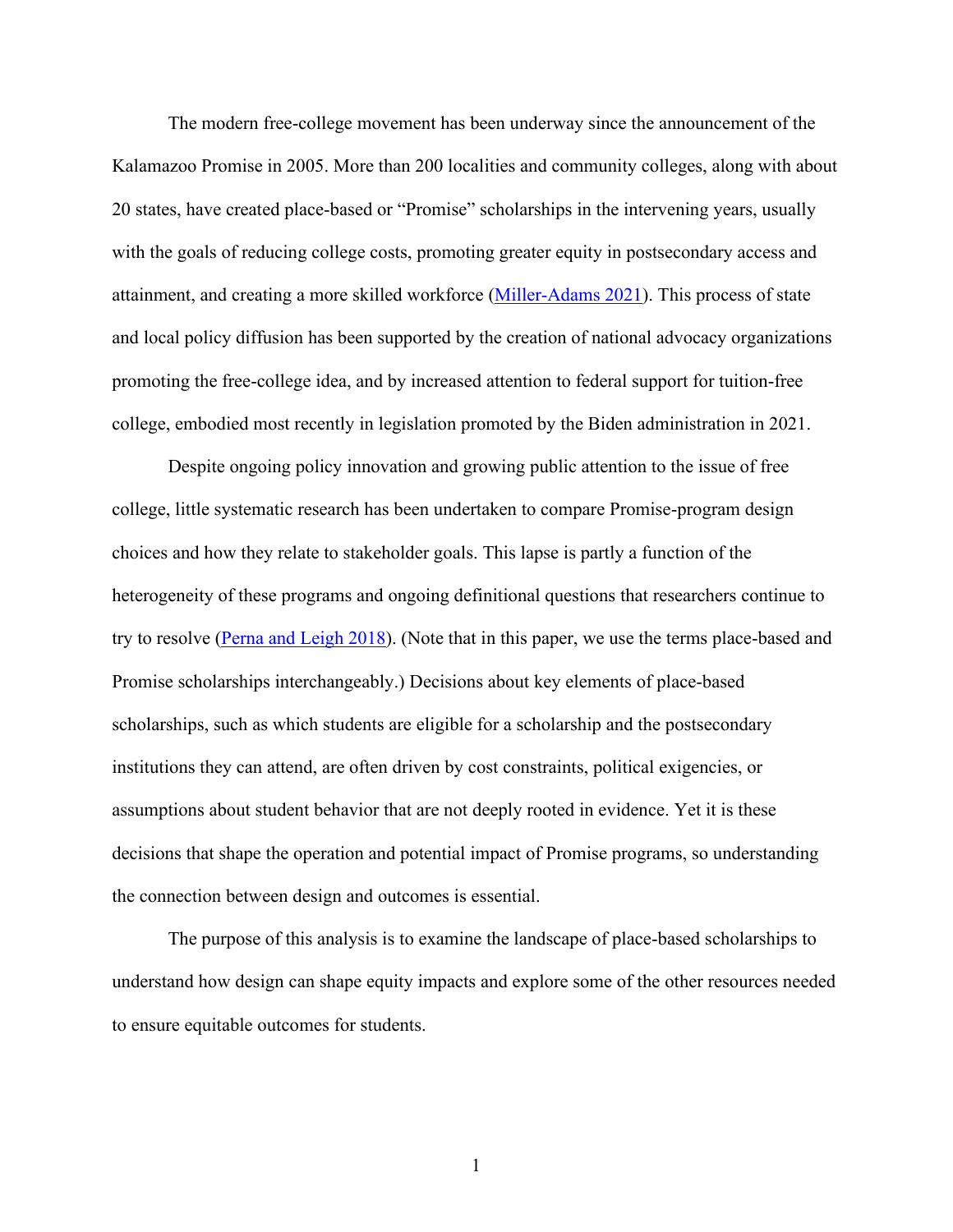The modern free-college movement has been underway since the announcement of the Kalamazoo Promise in 2005. More than 200 localities and community colleges, along with about 20 states, have created place-based or "Promise" scholarships in the intervening years, usually with the goals of reducing college costs, promoting greater equity in postsecondary access and attainment, and creating a more skilled workforce (Miller-Adams 2021). This process of state and local policy diffusion has been supported by the creation of national advocacy organizations promoting the free-college idea, and by increased attention to federal support for tuition-free college, embodied most recently in legislation promoted by the Biden administration in 2021.

Despite ongoing policy innovation and growing public attention to the issue of free college, little systematic research has been undertaken to compare Promise-program design choices and how they relate to stakeholder goals. This lapse is partly a function of the heterogeneity of these programs and ongoing definitional questions that researchers continue to try to resolve (Perna and Leigh 2018). (Note that in this paper, we use the terms place-based and Promise scholarships interchangeably.) Decisions about key elements of place-based scholarships, such as which students are eligible for a scholarship and the postsecondary institutions they can attend, are often driven by cost constraints, political exigencies, or assumptions about student behavior that are not deeply rooted in evidence. Yet it is these decisions that shape the operation and potential impact of Promise programs, so understanding the connection between design and outcomes is essential.

The purpose of this analysis is to examine the landscape of place-based scholarships to understand how design can shape equity impacts and explore some of the other resources needed to ensure equitable outcomes for students.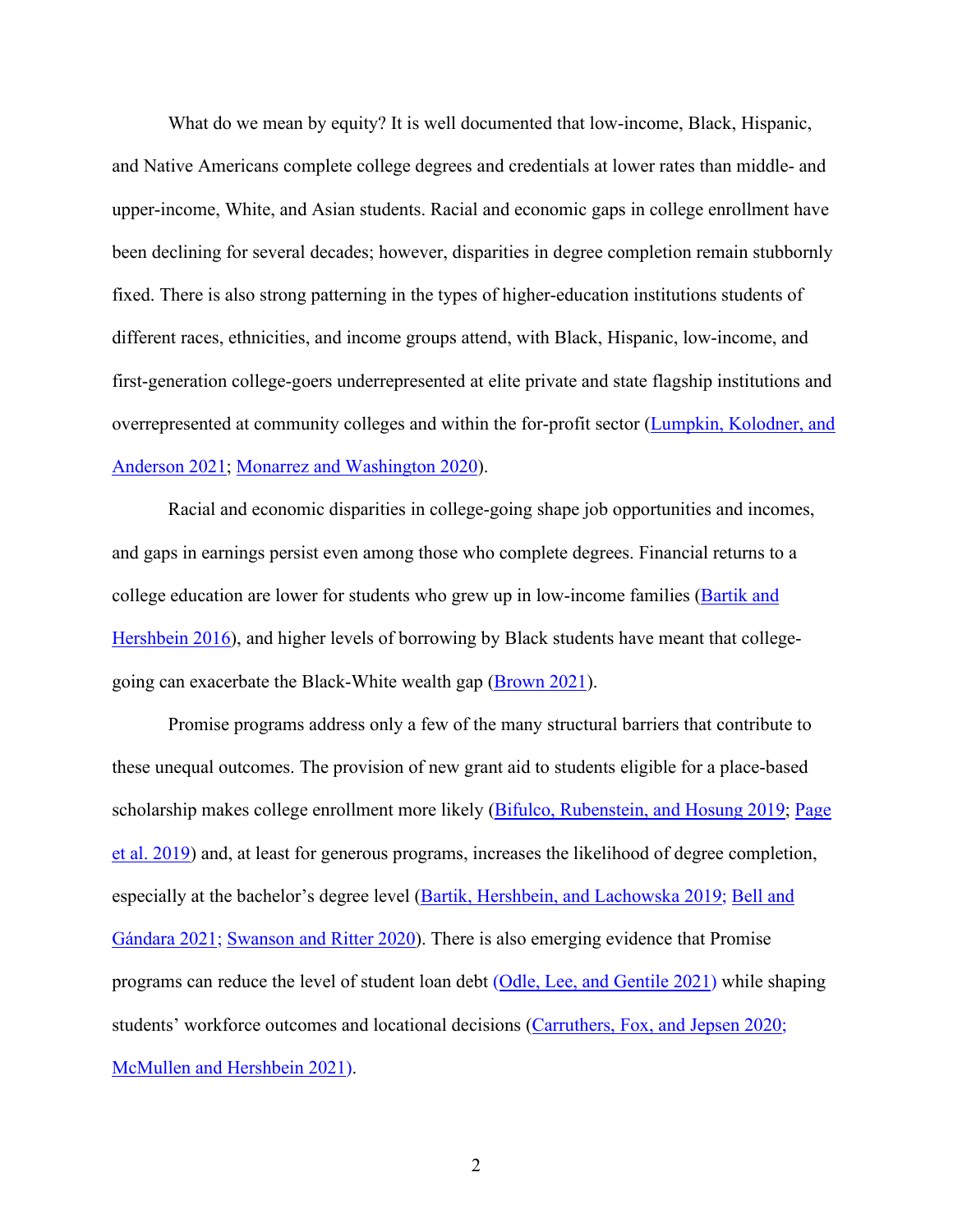What do we mean by equity? It is well documented that low-income, Black, Hispanic, and Native Americans complete college degrees and credentials at lower rates than middle- and upper-income, White, and Asian students. Racial and economic gaps in college enrollment have been declining for several decades; however, disparities in degree completion remain stubbornly fixed. There is also strong patterning in the types of higher-education institutions students of different races, ethnicities, and income groups attend, with Black, Hispanic, low-income, and first-generation college-goers underrepresented at elite private and state flagship institutions and overrepresented at community colleges and within the for-profit sector (Lumpkin, Kolodner, and Anderson 2021; Monarrez and Washington 2020).

Racial and economic disparities in college-going shape job opportunities and incomes, and gaps in earnings persist even among those who complete degrees. Financial returns to a college education are lower for students who grew up in low-income families (Bartik and Hershbein 2016), and higher levels of borrowing by Black students have meant that college-going can exacerbate the Black-White wealth gap (Brown 2021).

Promise programs address only a few of the many structural barriers that contribute to these unequal outcomes. The provision of new grant aid to students eligible for a place-based scholarship makes college enrollment more likely (Bifulco, Rubenstein, and Hosung 2019; Page et al. 2019) and, at least for generous programs, increases the likelihood of degree completion, especially at the bachelor's degree level (Bartik, Hershbein, and Lachowska 2019; Bell and Gándara 2021; Swanson and Ritter 2020). There is also emerging evidence that Promise programs can reduce the level of student loan debt (Odle, Lee, and Gentile 2021) while shaping students' workforce outcomes and locational decisions (Carruthers, Fox, and Jepsen 2020; McMullen and Hershbein 2021).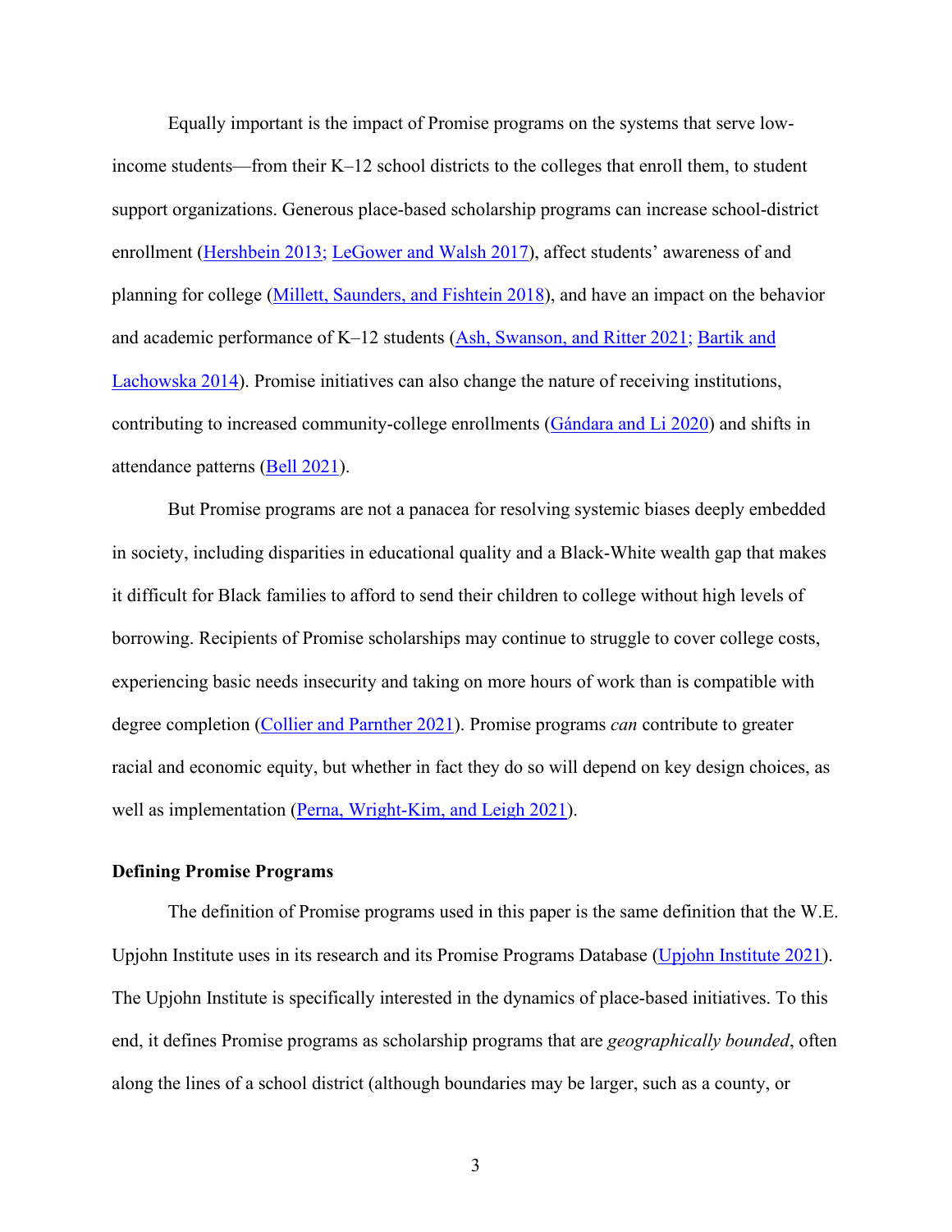Equally important is the impact of Promise programs on the systems that serve low-income students—from their K–12 school districts to the colleges that enroll them, to student support organizations. Generous place-based scholarship programs can increase school-district enrollment (Hershbein 2013; LeGower and Walsh 2017), affect students' awareness of and planning for college (Millett, Saunders, and Fishtein 2018), and have an impact on the behavior and academic performance of K–12 students (Ash, Swanson, and Ritter 2021; Bartik and Lachowska 2014). Promise initiatives can also change the nature of receiving institutions, contributing to increased community-college enrollments (Gándara and Li 2020) and shifts in attendance patterns (Bell 2021).

But Promise programs are not a panacea for resolving systemic biases deeply embedded in society, including disparities in educational quality and a Black-White wealth gap that makes it difficult for Black families to afford to send their children to college without high levels of borrowing. Recipients of Promise scholarships may continue to struggle to cover college costs, experiencing basic needs insecurity and taking on more hours of work than is compatible with degree completion (Collier and Parnther 2021). Promise programs *can* contribute to greater racial and economic equity, but whether in fact they do so will depend on key design choices, as well as implementation (Perna, Wright-Kim, and Leigh 2021).

**Defining Promise Programs**

The definition of Promise programs used in this paper is the same definition that the W.E. Upjohn Institute uses in its research and its Promise Programs Database (Upjohn Institute 2021). The Upjohn Institute is specifically interested in the dynamics of place-based initiatives. To this end, it defines Promise programs as scholarship programs that are *geographically bounded*, often along the lines of a school district (although boundaries may be larger, such as a county, or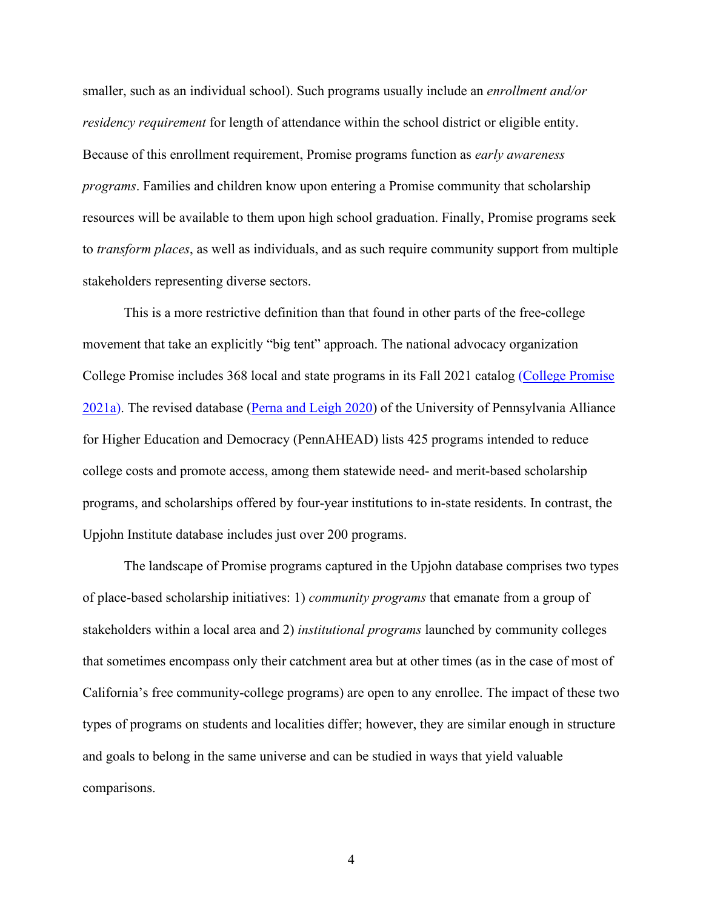smaller, such as an individual school). Such programs usually include an *enrollment and/or residency requirement* for length of attendance within the school district or eligible entity. Because of this enrollment requirement, Promise programs function as *early awareness programs*. Families and children know upon entering a Promise community that scholarship resources will be available to them upon high school graduation. Finally, Promise programs seek to *transform places*, as well as individuals, and as such require community support from multiple stakeholders representing diverse sectors.

This is a more restrictive definition than that found in other parts of the free-college movement that take an explicitly "big tent" approach. The national advocacy organization College Promise includes 368 local and state programs in its Fall 2021 catalog (College Promise 2021a). The revised database (Perna and Leigh 2020) of the University of Pennsylvania Alliance for Higher Education and Democracy (PennAHEAD) lists 425 programs intended to reduce college costs and promote access, among them statewide need- and merit-based scholarship programs, and scholarships offered by four-year institutions to in-state residents. In contrast, the Upjohn Institute database includes just over 200 programs.

The landscape of Promise programs captured in the Upjohn database comprises two types of place-based scholarship initiatives: 1) *community programs* that emanate from a group of stakeholders within a local area and 2) *institutional programs* launched by community colleges that sometimes encompass only their catchment area but at other times (as in the case of most of California's free community-college programs) are open to any enrollee. The impact of these two types of programs on students and localities differ; however, they are similar enough in structure and goals to belong in the same universe and can be studied in ways that yield valuable comparisons.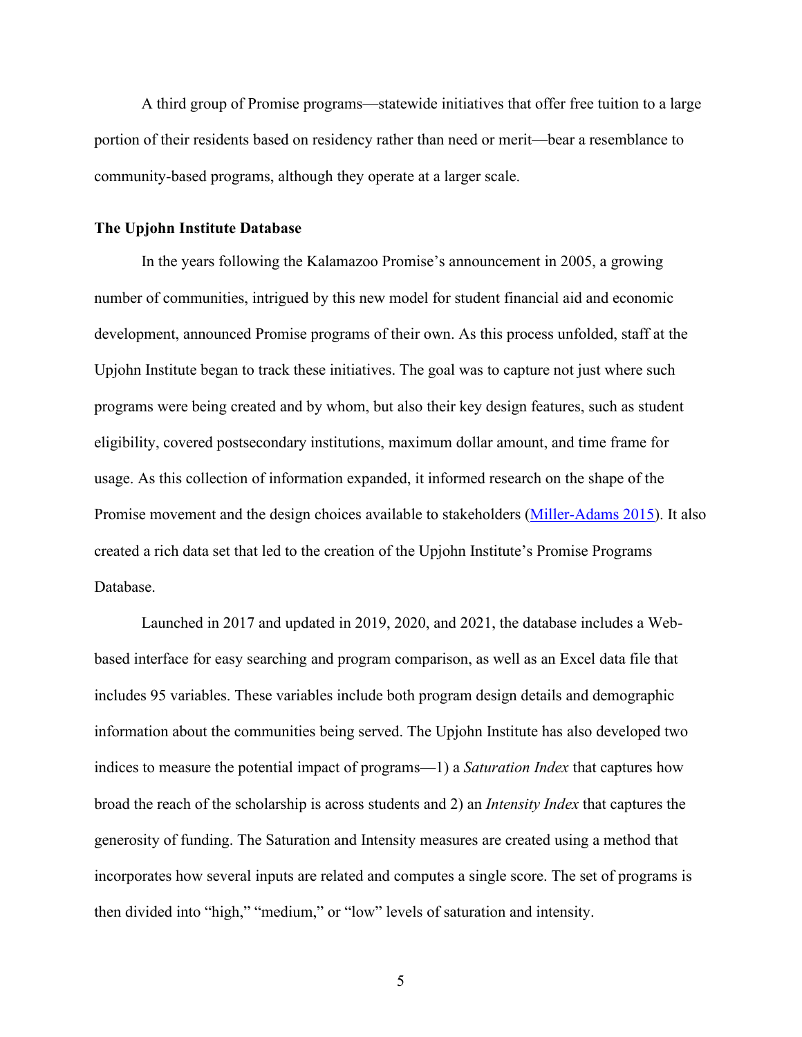A third group of Promise programs—statewide initiatives that offer free tuition to a large portion of their residents based on residency rather than need or merit—bear a resemblance to community-based programs, although they operate at a larger scale.

### The Upjohn Institute Database

In the years following the Kalamazoo Promise's announcement in 2005, a growing number of communities, intrigued by this new model for student financial aid and economic development, announced Promise programs of their own. As this process unfolded, staff at the Upjohn Institute began to track these initiatives. The goal was to capture not just where such programs were being created and by whom, but also their key design features, such as student eligibility, covered postsecondary institutions, maximum dollar amount, and time frame for usage. As this collection of information expanded, it informed research on the shape of the Promise movement and the design choices available to stakeholders (Miller-Adams 2015). It also created a rich data set that led to the creation of the Upjohn Institute's Promise Programs Database.

Launched in 2017 and updated in 2019, 2020, and 2021, the database includes a Web-based interface for easy searching and program comparison, as well as an Excel data file that includes 95 variables. These variables include both program design details and demographic information about the communities being served. The Upjohn Institute has also developed two indices to measure the potential impact of programs—1) a *Saturation Index* that captures how broad the reach of the scholarship is across students and 2) an *Intensity Index* that captures the generosity of funding. The Saturation and Intensity measures are created using a method that incorporates how several inputs are related and computes a single score. The set of programs is then divided into "high," "medium," or "low" levels of saturation and intensity.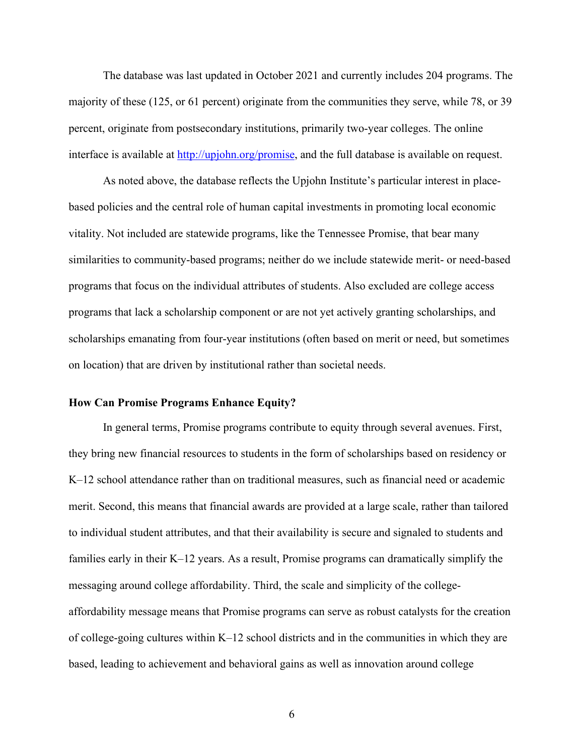The database was last updated in October 2021 and currently includes 204 programs. The majority of these (125, or 61 percent) originate from the communities they serve, while 78, or 39 percent, originate from postsecondary institutions, primarily two-year colleges. The online interface is available at [http://upjohn.org/promise](http://upjohn.org/promise), and the full database is available on request.

As noted above, the database reflects the Upjohn Institute's particular interest in place-based policies and the central role of human capital investments in promoting local economic vitality. Not included are statewide programs, like the Tennessee Promise, that bear many similarities to community-based programs; neither do we include statewide merit- or need-based programs that focus on the individual attributes of students. Also excluded are college access programs that lack a scholarship component or are not yet actively granting scholarships, and scholarships emanating from four-year institutions (often based on merit or need, but sometimes on location) that are driven by institutional rather than societal needs.

**How Can Promise Programs Enhance Equity?**

In general terms, Promise programs contribute to equity through several avenues. First, they bring new financial resources to students in the form of scholarships based on residency or K–12 school attendance rather than on traditional measures, such as financial need or academic merit. Second, this means that financial awards are provided at a large scale, rather than tailored to individual student attributes, and that their availability is secure and signaled to students and families early in their K–12 years. As a result, Promise programs can dramatically simplify the messaging around college affordability. Third, the scale and simplicity of the college-affordability message means that Promise programs can serve as robust catalysts for the creation of college-going cultures within K–12 school districts and in the communities in which they are based, leading to achievement and behavioral gains as well as innovation around college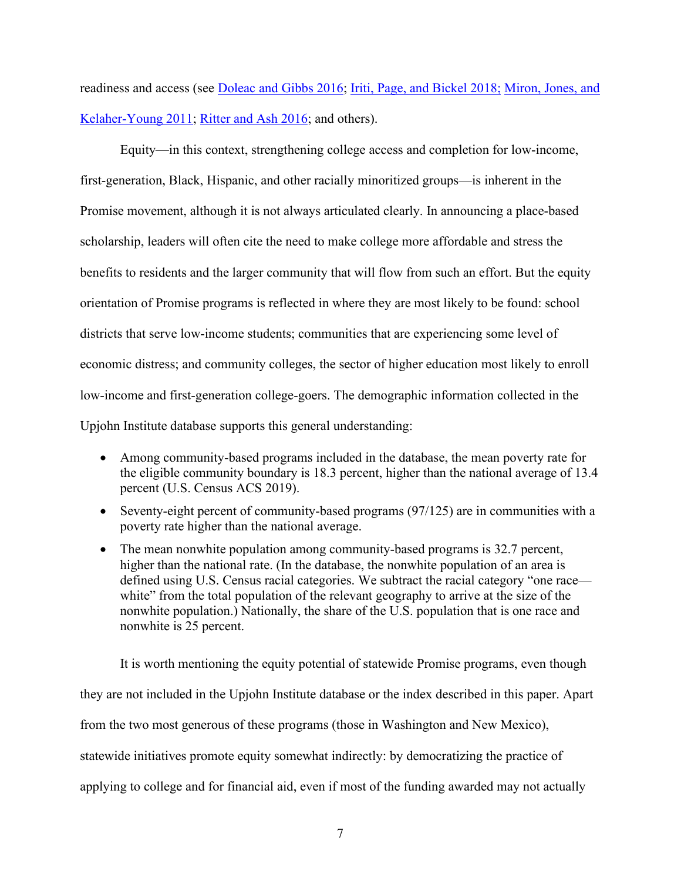readiness and access (see Doleac and Gibbs 2016; Iriti, Page, and Bickel 2018; Miron, Jones, and Kelaher-Young 2011; Ritter and Ash 2016; and others).

Equity—in this context, strengthening college access and completion for low-income, first-generation, Black, Hispanic, and other racially minoritized groups—is inherent in the Promise movement, although it is not always articulated clearly. In announcing a place-based scholarship, leaders will often cite the need to make college more affordable and stress the benefits to residents and the larger community that will flow from such an effort. But the equity orientation of Promise programs is reflected in where they are most likely to be found: school districts that serve low-income students; communities that are experiencing some level of economic distress; and community colleges, the sector of higher education most likely to enroll low-income and first-generation college-goers. The demographic information collected in the Upjohn Institute database supports this general understanding:

- Among community-based programs included in the database, the mean poverty rate for the eligible community boundary is 18.3 percent, higher than the national average of 13.4 percent (U.S. Census ACS 2019).
- Seventy-eight percent of community-based programs (97/125) are in communities with a poverty rate higher than the national average.
- The mean nonwhite population among community-based programs is 32.7 percent, higher than the national rate. (In the database, the nonwhite population of an area is defined using U.S. Census racial categories. We subtract the racial category "one race—white" from the total population of the relevant geography to arrive at the size of the nonwhite population.) Nationally, the share of the U.S. population that is one race and nonwhite is 25 percent.

It is worth mentioning the equity potential of statewide Promise programs, even though they are not included in the Upjohn Institute database or the index described in this paper. Apart from the two most generous of these programs (those in Washington and New Mexico), statewide initiatives promote equity somewhat indirectly: by democratizing the practice of applying to college and for financial aid, even if most of the funding awarded may not actually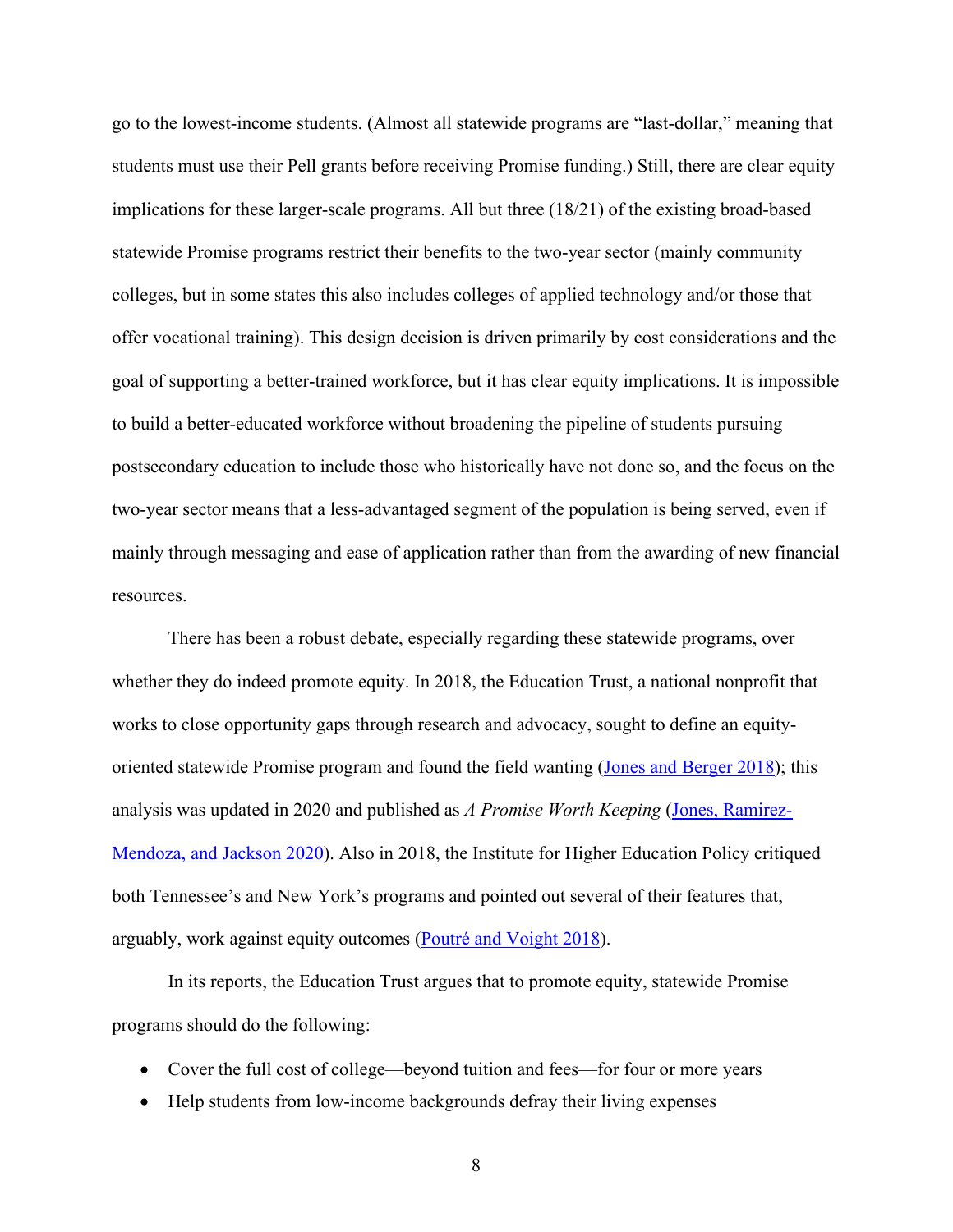go to the lowest-income students. (Almost all statewide programs are "last-dollar," meaning that students must use their Pell grants before receiving Promise funding.) Still, there are clear equity implications for these larger-scale programs. All but three (18/21) of the existing broad-based statewide Promise programs restrict their benefits to the two-year sector (mainly community colleges, but in some states this also includes colleges of applied technology and/or those that offer vocational training). This design decision is driven primarily by cost considerations and the goal of supporting a better-trained workforce, but it has clear equity implications. It is impossible to build a better-educated workforce without broadening the pipeline of students pursuing postsecondary education to include those who historically have not done so, and the focus on the two-year sector means that a less-advantaged segment of the population is being served, even if mainly through messaging and ease of application rather than from the awarding of new financial resources.

There has been a robust debate, especially regarding these statewide programs, over whether they do indeed promote equity. In 2018, the Education Trust, a national nonprofit that works to close opportunity gaps through research and advocacy, sought to define an equity-oriented statewide Promise program and found the field wanting (Jones and Berger 2018); this analysis was updated in 2020 and published as *A Promise Worth Keeping* (Jones, Ramirez-Mendoza, and Jackson 2020). Also in 2018, the Institute for Higher Education Policy critiqued both Tennessee's and New York's programs and pointed out several of their features that, arguably, work against equity outcomes (Poutré and Voight 2018).

In its reports, the Education Trust argues that to promote equity, statewide Promise programs should do the following:

- Cover the full cost of college—beyond tuition and fees—for four or more years
- Help students from low-income backgrounds defray their living expenses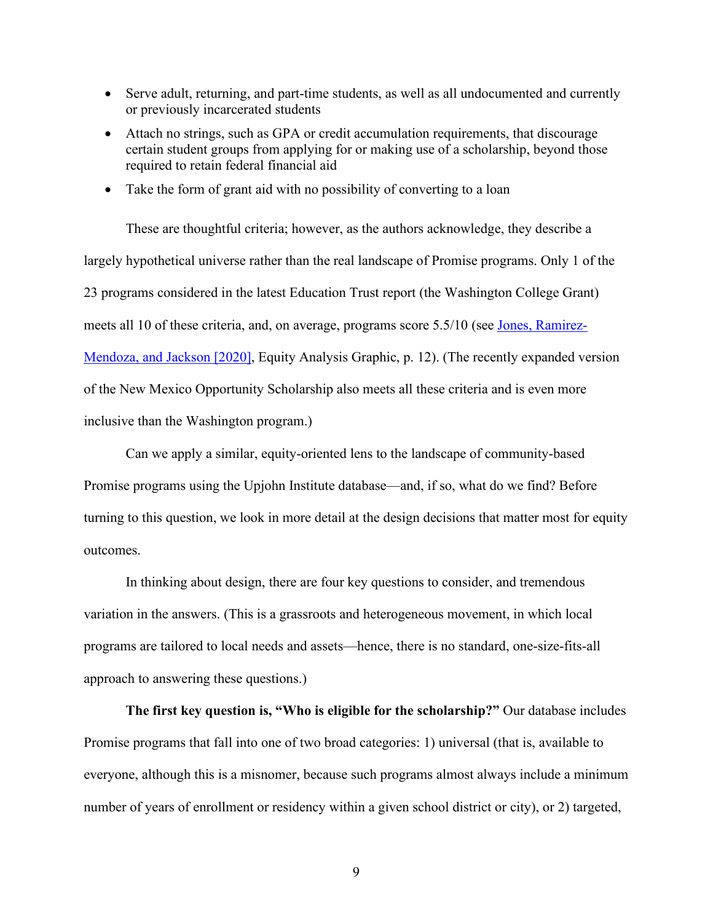- Serve adult, returning, and part-time students, as well as all undocumented and currently or previously incarcerated students
- Attach no strings, such as GPA or credit accumulation requirements, that discourage certain student groups from applying for or making use of a scholarship, beyond those required to retain federal financial aid
- Take the form of grant aid with no possibility of converting to a loan

These are thoughtful criteria; however, as the authors acknowledge, they describe a largely hypothetical universe rather than the real landscape of Promise programs. Only 1 of the 23 programs considered in the latest Education Trust report (the Washington College Grant) meets all 10 of these criteria, and, on average, programs score 5.5/10 (see [Jones, Ramirez-Mendoza, and Jackson [2020]](), Equity Analysis Graphic, p. 12). (The recently expanded version of the New Mexico Opportunity Scholarship also meets all these criteria and is even more inclusive than the Washington program.)

Can we apply a similar, equity-oriented lens to the landscape of community-based Promise programs using the Upjohn Institute database—and, if so, what do we find? Before turning to this question, we look in more detail at the design decisions that matter most for equity outcomes.

In thinking about design, there are four key questions to consider, and tremendous variation in the answers. (This is a grassroots and heterogeneous movement, in which local programs are tailored to local needs and assets—hence, there is no standard, one-size-fits-all approach to answering these questions.)

**The first key question is, "Who is eligible for the scholarship?"** Our database includes Promise programs that fall into one of two broad categories: 1) universal (that is, available to everyone, although this is a misnomer, because such programs almost always include a minimum number of years of enrollment or residency within a given school district or city), or 2) targeted,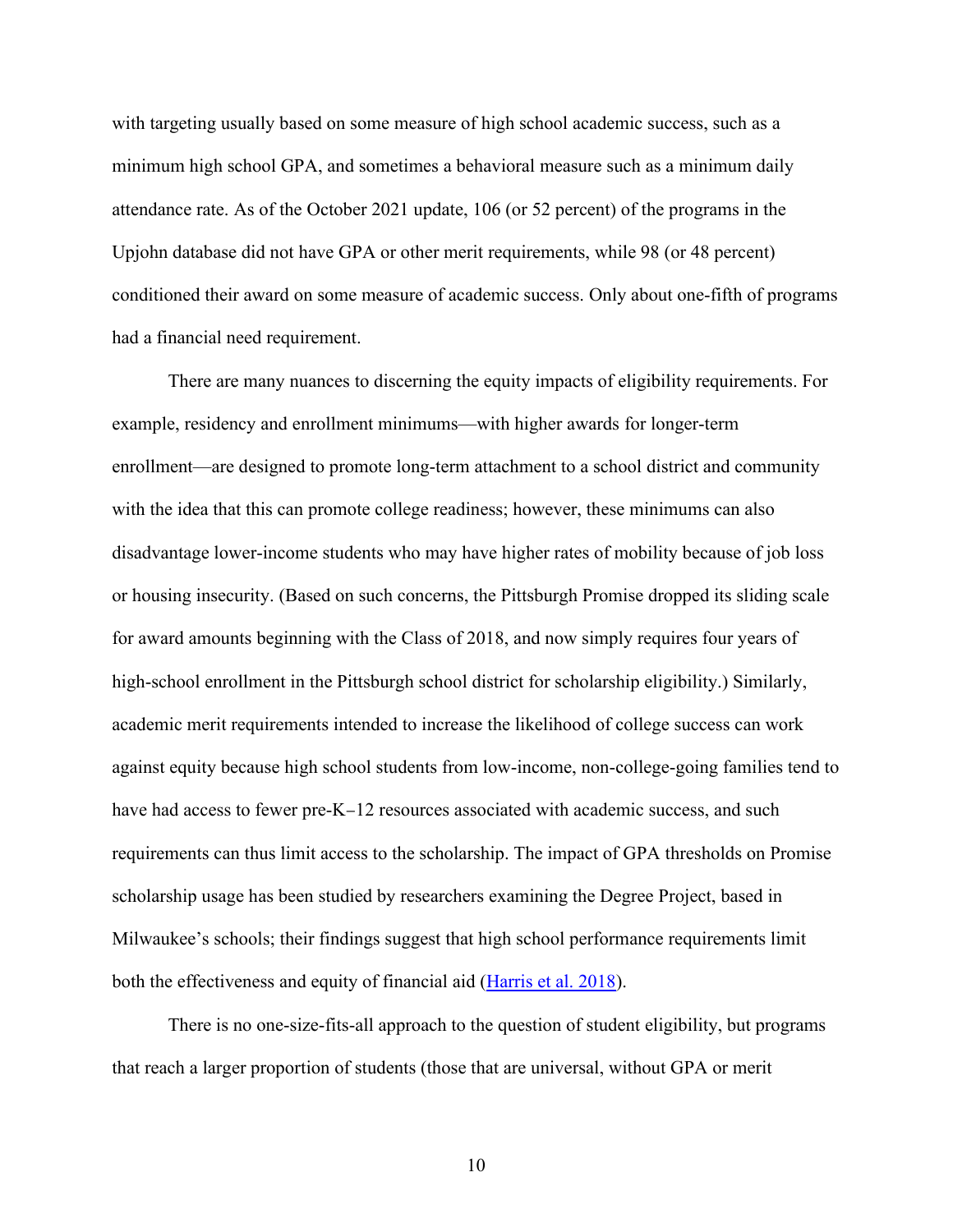with targeting usually based on some measure of high school academic success, such as a minimum high school GPA, and sometimes a behavioral measure such as a minimum daily attendance rate. As of the October 2021 update, 106 (or 52 percent) of the programs in the Upjohn database did not have GPA or other merit requirements, while 98 (or 48 percent) conditioned their award on some measure of academic success. Only about one-fifth of programs had a financial need requirement.

There are many nuances to discerning the equity impacts of eligibility requirements. For example, residency and enrollment minimums—with higher awards for longer-term enrollment—are designed to promote long-term attachment to a school district and community with the idea that this can promote college readiness; however, these minimums can also disadvantage lower-income students who may have higher rates of mobility because of job loss or housing insecurity. (Based on such concerns, the Pittsburgh Promise dropped its sliding scale for award amounts beginning with the Class of 2018, and now simply requires four years of high-school enrollment in the Pittsburgh school district for scholarship eligibility.) Similarly, academic merit requirements intended to increase the likelihood of college success can work against equity because high school students from low-income, non-college-going families tend to have had access to fewer pre-K–12 resources associated with academic success, and such requirements can thus limit access to the scholarship. The impact of GPA thresholds on Promise scholarship usage has been studied by researchers examining the Degree Project, based in Milwaukee's schools; their findings suggest that high school performance requirements limit both the effectiveness and equity of financial aid (Harris et al. 2018).

There is no one-size-fits-all approach to the question of student eligibility, but programs that reach a larger proportion of students (those that are universal, without GPA or merit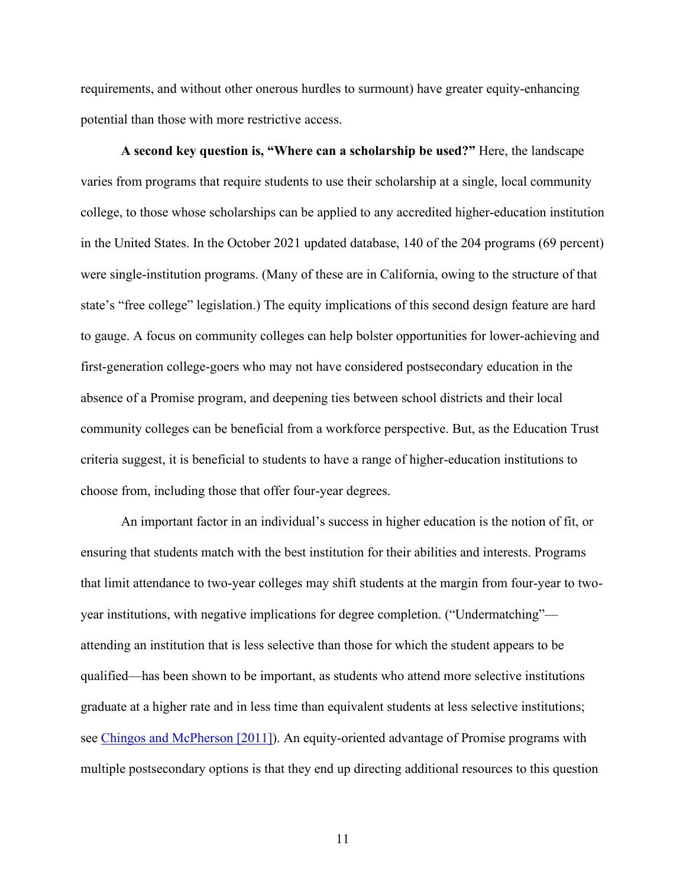requirements, and without other onerous hurdles to surmount) have greater equity-enhancing potential than those with more restrictive access.

**A second key question is, "Where can a scholarship be used?"** Here, the landscape varies from programs that require students to use their scholarship at a single, local community college, to those whose scholarships can be applied to any accredited higher-education institution in the United States. In the October 2021 updated database, 140 of the 204 programs (69 percent) were single-institution programs. (Many of these are in California, owing to the structure of that state's "free college" legislation.) The equity implications of this second design feature are hard to gauge. A focus on community colleges can help bolster opportunities for lower-achieving and first-generation college-goers who may not have considered postsecondary education in the absence of a Promise program, and deepening ties between school districts and their local community colleges can be beneficial from a workforce perspective. But, as the Education Trust criteria suggest, it is beneficial to students to have a range of higher-education institutions to choose from, including those that offer four-year degrees.

An important factor in an individual's success in higher education is the notion of fit, or ensuring that students match with the best institution for their abilities and interests. Programs that limit attendance to two-year colleges may shift students at the margin from four-year to two-year institutions, with negative implications for degree completion. ("Undermatching"—attending an institution that is less selective than those for which the student appears to be qualified—has been shown to be important, as students who attend more selective institutions graduate at a higher rate and in less time than equivalent students at less selective institutions; see Chingos and McPherson [2011]). An equity-oriented advantage of Promise programs with multiple postsecondary options is that they end up directing additional resources to this question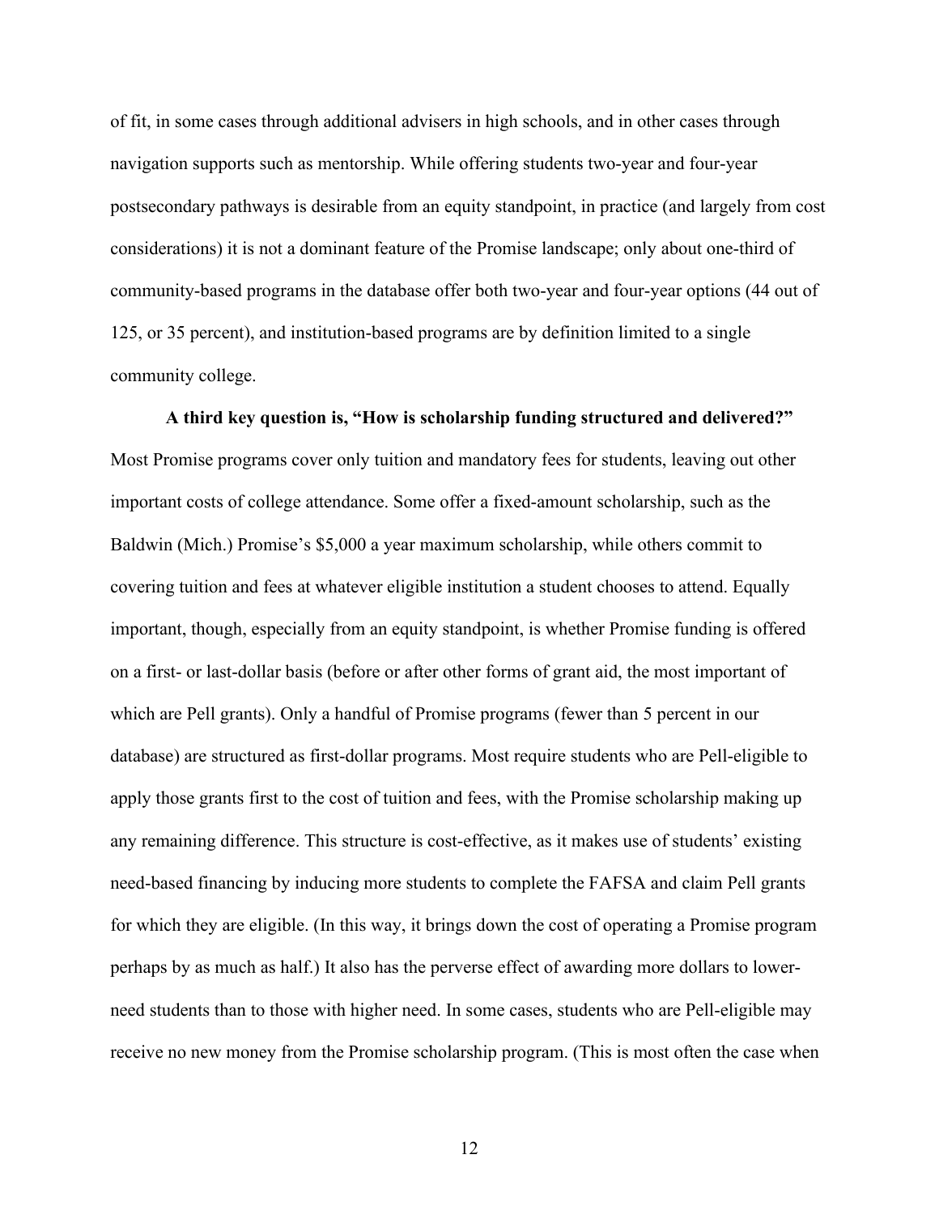of fit, in some cases through additional advisers in high schools, and in other cases through navigation supports such as mentorship. While offering students two-year and four-year postsecondary pathways is desirable from an equity standpoint, in practice (and largely from cost considerations) it is not a dominant feature of the Promise landscape; only about one-third of community-based programs in the database offer both two-year and four-year options (44 out of 125, or 35 percent), and institution-based programs are by definition limited to a single community college.

**A third key question is, "How is scholarship funding structured and delivered?"** Most Promise programs cover only tuition and mandatory fees for students, leaving out other important costs of college attendance. Some offer a fixed-amount scholarship, such as the Baldwin (Mich.) Promise's $5,000 a year maximum scholarship, while others commit to covering tuition and fees at whatever eligible institution a student chooses to attend. Equally important, though, especially from an equity standpoint, is whether Promise funding is offered on a first- or last-dollar basis (before or after other forms of grant aid, the most important of which are Pell grants). Only a handful of Promise programs (fewer than 5 percent in our database) are structured as first-dollar programs. Most require students who are Pell-eligible to apply those grants first to the cost of tuition and fees, with the Promise scholarship making up any remaining difference. This structure is cost-effective, as it makes use of students' existing need-based financing by inducing more students to complete the FAFSA and claim Pell grants for which they are eligible. (In this way, it brings down the cost of operating a Promise program perhaps by as much as half.) It also has the perverse effect of awarding more dollars to lower-need students than to those with higher need. In some cases, students who are Pell-eligible may receive no new money from the Promise scholarship program. (This is most often the case when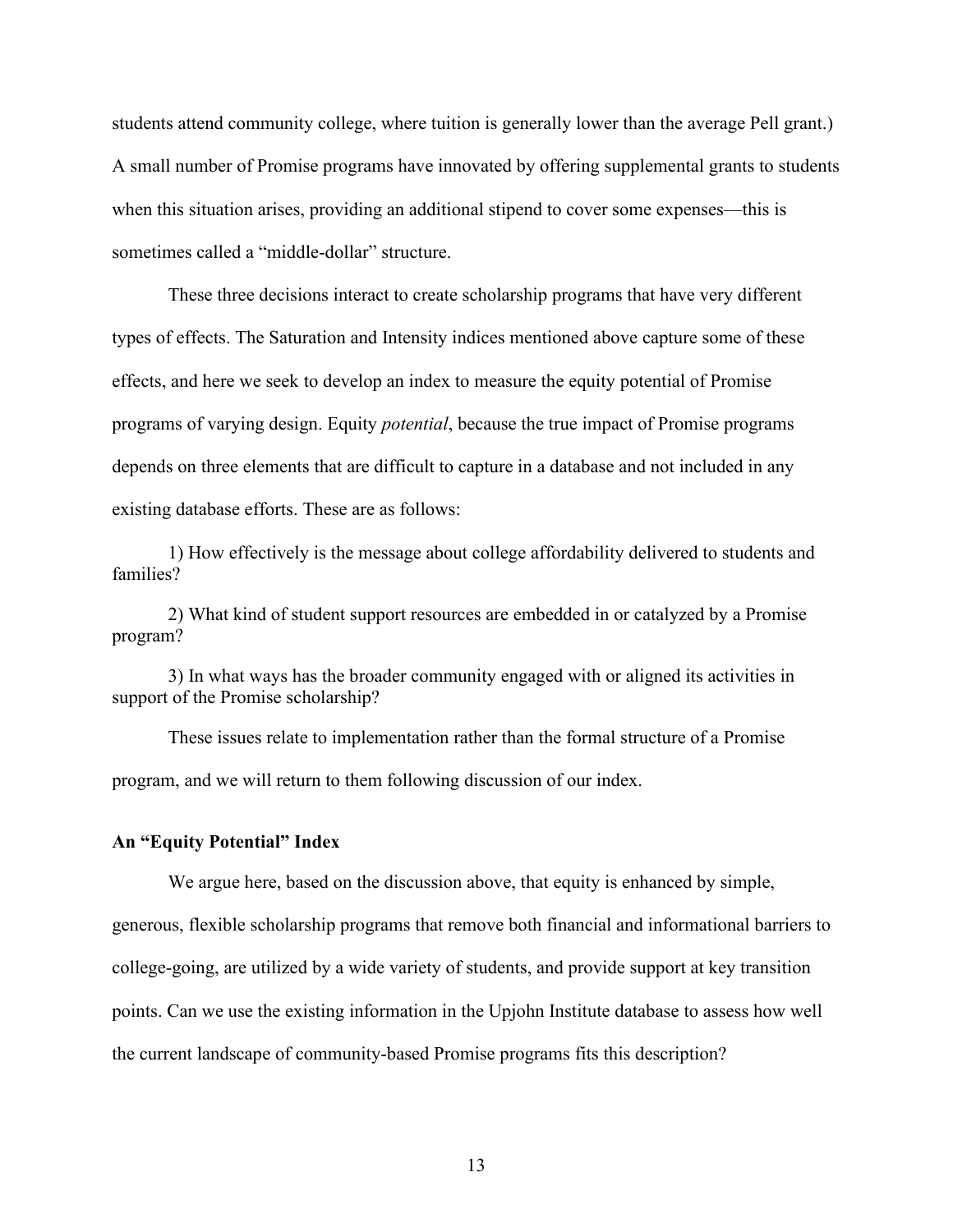students attend community college, where tuition is generally lower than the average Pell grant.) A small number of Promise programs have innovated by offering supplemental grants to students when this situation arises, providing an additional stipend to cover some expenses—this is sometimes called a "middle-dollar" structure.

These three decisions interact to create scholarship programs that have very different types of effects. The Saturation and Intensity indices mentioned above capture some of these effects, and here we seek to develop an index to measure the equity potential of Promise programs of varying design. Equity *potential*, because the true impact of Promise programs depends on three elements that are difficult to capture in a database and not included in any existing database efforts. These are as follows:

1) How effectively is the message about college affordability delivered to students and families?

2) What kind of student support resources are embedded in or catalyzed by a Promise program?

3) In what ways has the broader community engaged with or aligned its activities in support of the Promise scholarship?

These issues relate to implementation rather than the formal structure of a Promise program, and we will return to them following discussion of our index.

### An "Equity Potential" Index

We argue here, based on the discussion above, that equity is enhanced by simple, generous, flexible scholarship programs that remove both financial and informational barriers to college-going, are utilized by a wide variety of students, and provide support at key transition points. Can we use the existing information in the Upjohn Institute database to assess how well the current landscape of community-based Promise programs fits this description?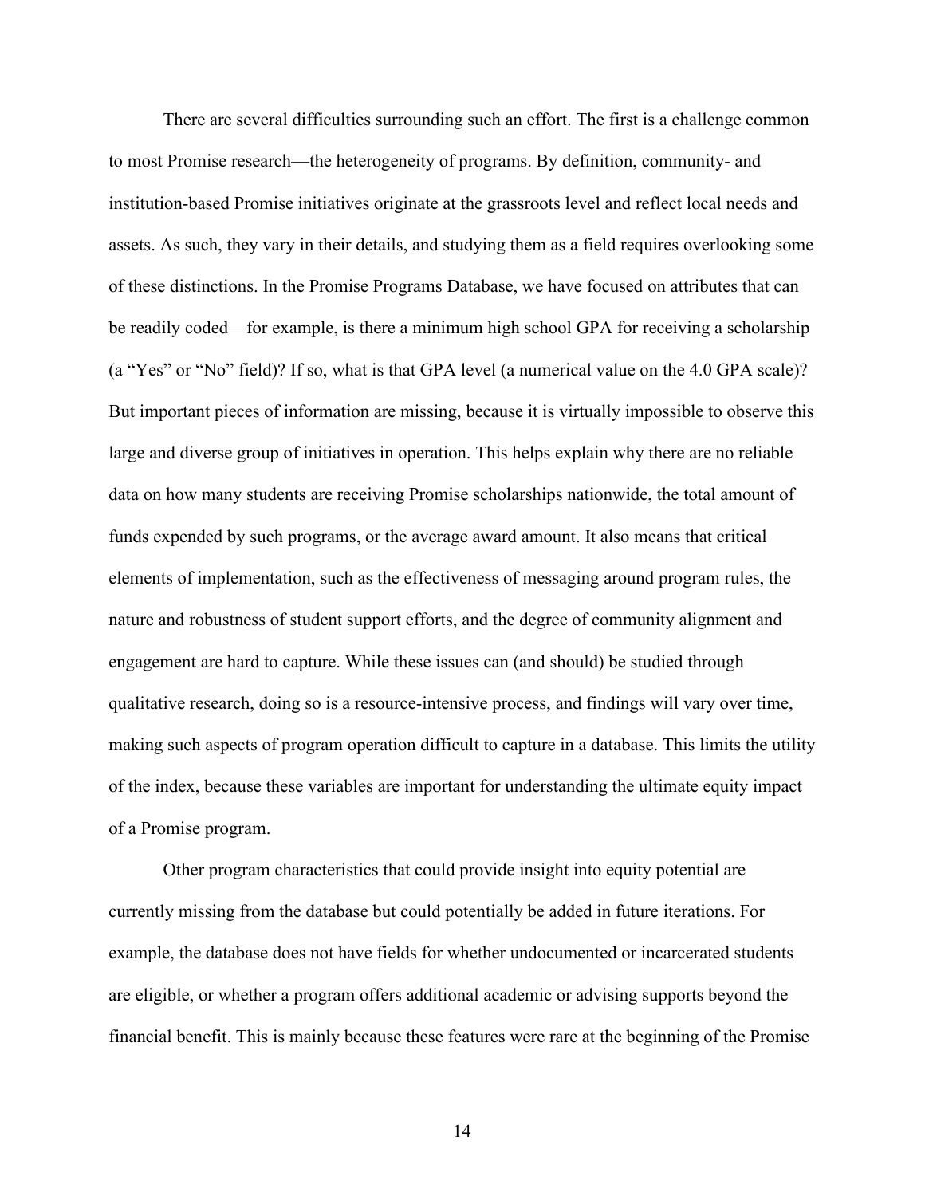There are several difficulties surrounding such an effort. The first is a challenge common to most Promise research—the heterogeneity of programs. By definition, community- and institution-based Promise initiatives originate at the grassroots level and reflect local needs and assets. As such, they vary in their details, and studying them as a field requires overlooking some of these distinctions. In the Promise Programs Database, we have focused on attributes that can be readily coded—for example, is there a minimum high school GPA for receiving a scholarship (a "Yes" or "No" field)? If so, what is that GPA level (a numerical value on the 4.0 GPA scale)? But important pieces of information are missing, because it is virtually impossible to observe this large and diverse group of initiatives in operation. This helps explain why there are no reliable data on how many students are receiving Promise scholarships nationwide, the total amount of funds expended by such programs, or the average award amount. It also means that critical elements of implementation, such as the effectiveness of messaging around program rules, the nature and robustness of student support efforts, and the degree of community alignment and engagement are hard to capture. While these issues can (and should) be studied through qualitative research, doing so is a resource-intensive process, and findings will vary over time, making such aspects of program operation difficult to capture in a database. This limits the utility of the index, because these variables are important for understanding the ultimate equity impact of a Promise program.

Other program characteristics that could provide insight into equity potential are currently missing from the database but could potentially be added in future iterations. For example, the database does not have fields for whether undocumented or incarcerated students are eligible, or whether a program offers additional academic or advising supports beyond the financial benefit. This is mainly because these features were rare at the beginning of the Promise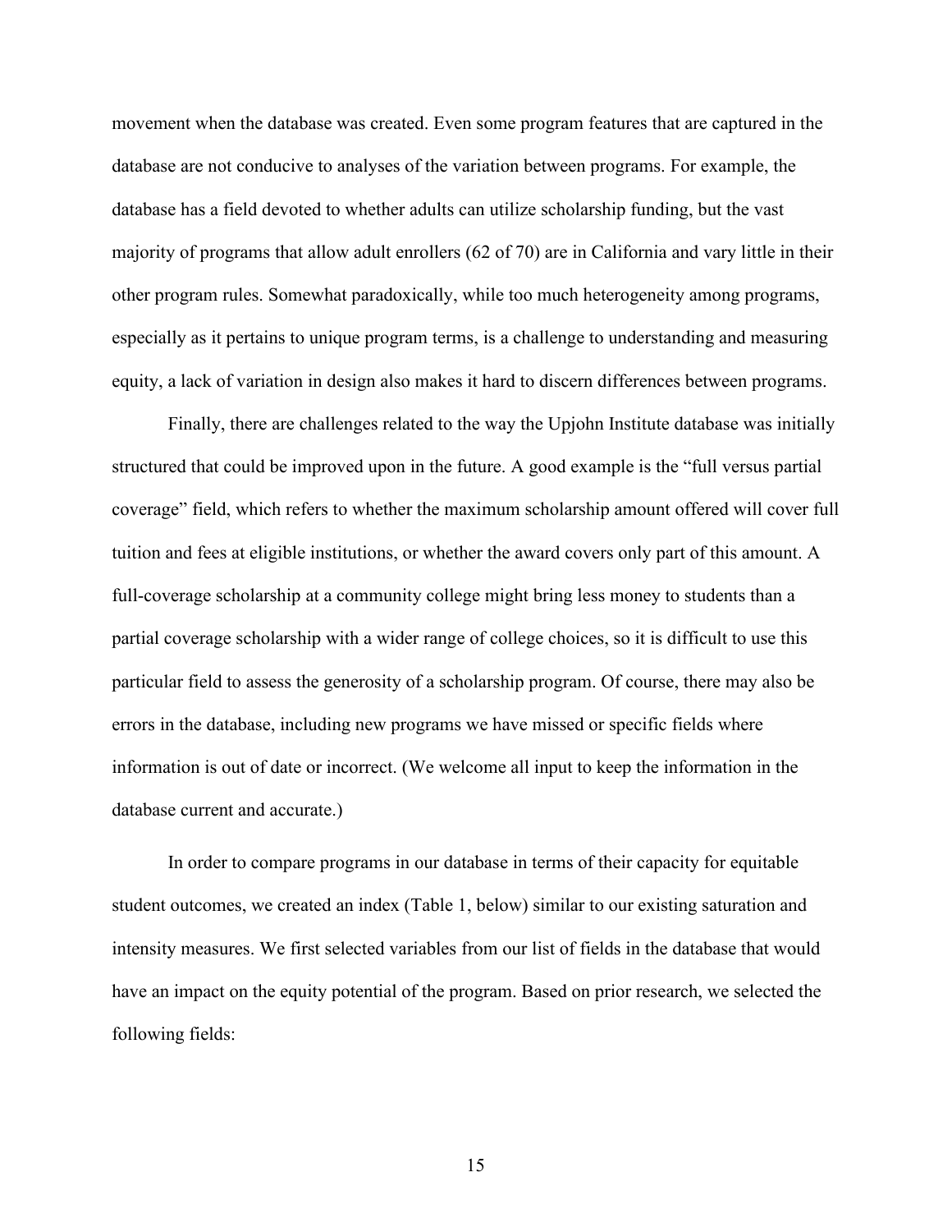movement when the database was created. Even some program features that are captured in the database are not conducive to analyses of the variation between programs. For example, the database has a field devoted to whether adults can utilize scholarship funding, but the vast majority of programs that allow adult enrollers (62 of 70) are in California and vary little in their other program rules. Somewhat paradoxically, while too much heterogeneity among programs, especially as it pertains to unique program terms, is a challenge to understanding and measuring equity, a lack of variation in design also makes it hard to discern differences between programs.

Finally, there are challenges related to the way the Upjohn Institute database was initially structured that could be improved upon in the future. A good example is the "full versus partial coverage" field, which refers to whether the maximum scholarship amount offered will cover full tuition and fees at eligible institutions, or whether the award covers only part of this amount. A full-coverage scholarship at a community college might bring less money to students than a partial coverage scholarship with a wider range of college choices, so it is difficult to use this particular field to assess the generosity of a scholarship program. Of course, there may also be errors in the database, including new programs we have missed or specific fields where information is out of date or incorrect. (We welcome all input to keep the information in the database current and accurate.)

In order to compare programs in our database in terms of their capacity for equitable student outcomes, we created an index (Table 1, below) similar to our existing saturation and intensity measures. We first selected variables from our list of fields in the database that would have an impact on the equity potential of the program. Based on prior research, we selected the following fields: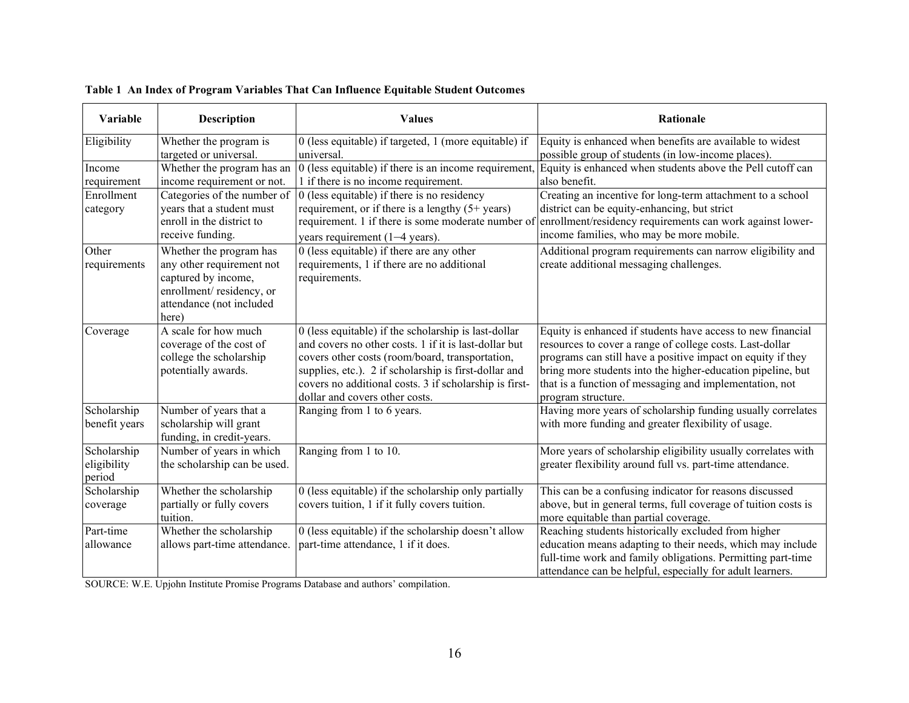**Table 1 An Index of Program Variables That Can Influence Equitable Student Outcomes**

| Variable | Description | Values | Rationale |
|---|---|---|---|
| Eligibility | Whether the program is targeted or universal. | 0 (less equitable) if targeted, 1 (more equitable) if universal. | Equity is enhanced when benefits are available to widest possible group of students (in low-income places). |
| Income requirement | Whether the program has an income requirement or not. | 0 (less equitable) if there is an income requirement, 1 if there is no income requirement. | Equity is enhanced when students above the Pell cutoff can also benefit. |
| Enrollment category | Categories of the number of years that a student must enroll in the district to receive funding. | 0 (less equitable) if there is no residency requirement, or if there is a lengthy (5+ years) requirement. 1 if there is some moderate number of years requirement (1–4 years). | Creating an incentive for long-term attachment to a school district can be equity-enhancing, but strict enrollment/residency requirements can work against lower-income families, who may be more mobile. |
| Other requirements | Whether the program has any other requirement not captured by income, enrollment/ residency, or attendance (not included here) | 0 (less equitable) if there are any other requirements, 1 if there are no additional requirements. | Additional program requirements can narrow eligibility and create additional messaging challenges. |
| Coverage | A scale for how much coverage of the cost of college the scholarship potentially awards. | 0 (less equitable) if the scholarship is last-dollar and covers no other costs. 1 if it is last-dollar but covers other costs (room/board, transportation, supplies, etc.). 2 if scholarship is first-dollar and covers no additional costs. 3 if scholarship is first-dollar and covers other costs. | Equity is enhanced if students have access to new financial resources to cover a range of college costs. Last-dollar programs can still have a positive impact on equity if they bring more students into the higher-education pipeline, but that is a function of messaging and implementation, not program structure. |
| Scholarship benefit years | Number of years that a scholarship will grant funding, in credit-years. | Ranging from 1 to 6 years. | Having more years of scholarship funding usually correlates with more funding and greater flexibility of usage. |
| Scholarship eligibility period | Number of years in which the scholarship can be used. | Ranging from 1 to 10. | More years of scholarship eligibility usually correlates with greater flexibility around full vs. part-time attendance. |
| Scholarship coverage | Whether the scholarship partially or fully covers tuition. | 0 (less equitable) if the scholarship only partially covers tuition, 1 if it fully covers tuition. | This can be a confusing indicator for reasons discussed above, but in general terms, full coverage of tuition costs is more equitable than partial coverage. |
| Part-time allowance | Whether the scholarship allows part-time attendance. | 0 (less equitable) if the scholarship doesn't allow part-time attendance, 1 if it does. | Reaching students historically excluded from higher education means adapting to their needs, which may include full-time work and family obligations. Permitting part-time attendance can be helpful, especially for adult learners. |

SOURCE: W.E. Upjohn Institute Promise Programs Database and authors' compilation.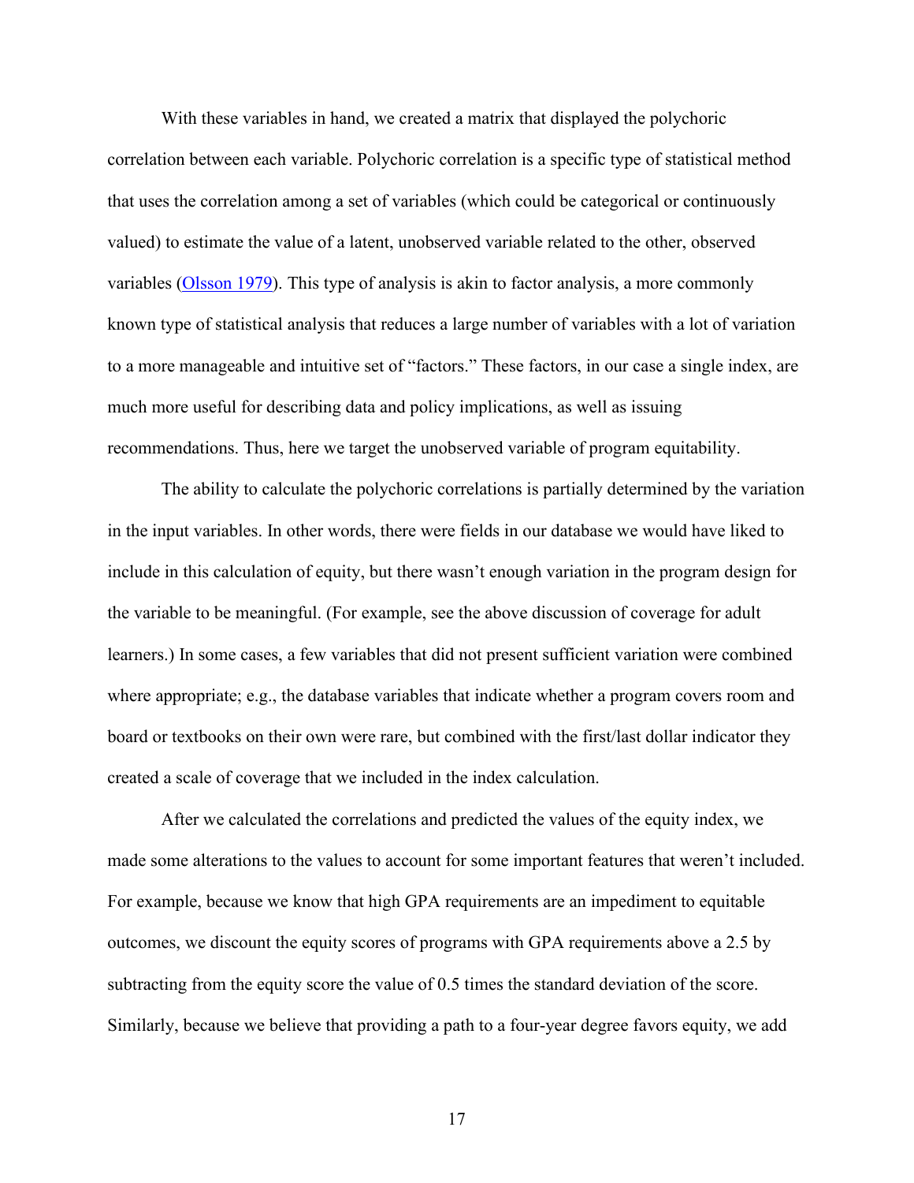With these variables in hand, we created a matrix that displayed the polychoric correlation between each variable. Polychoric correlation is a specific type of statistical method that uses the correlation among a set of variables (which could be categorical or continuously valued) to estimate the value of a latent, unobserved variable related to the other, observed variables (Olsson 1979). This type of analysis is akin to factor analysis, a more commonly known type of statistical analysis that reduces a large number of variables with a lot of variation to a more manageable and intuitive set of "factors." These factors, in our case a single index, are much more useful for describing data and policy implications, as well as issuing recommendations. Thus, here we target the unobserved variable of program equitability.

The ability to calculate the polychoric correlations is partially determined by the variation in the input variables. In other words, there were fields in our database we would have liked to include in this calculation of equity, but there wasn't enough variation in the program design for the variable to be meaningful. (For example, see the above discussion of coverage for adult learners.) In some cases, a few variables that did not present sufficient variation were combined where appropriate; e.g., the database variables that indicate whether a program covers room and board or textbooks on their own were rare, but combined with the first/last dollar indicator they created a scale of coverage that we included in the index calculation.

After we calculated the correlations and predicted the values of the equity index, we made some alterations to the values to account for some important features that weren't included. For example, because we know that high GPA requirements are an impediment to equitable outcomes, we discount the equity scores of programs with GPA requirements above a 2.5 by subtracting from the equity score the value of 0.5 times the standard deviation of the score. Similarly, because we believe that providing a path to a four-year degree favors equity, we add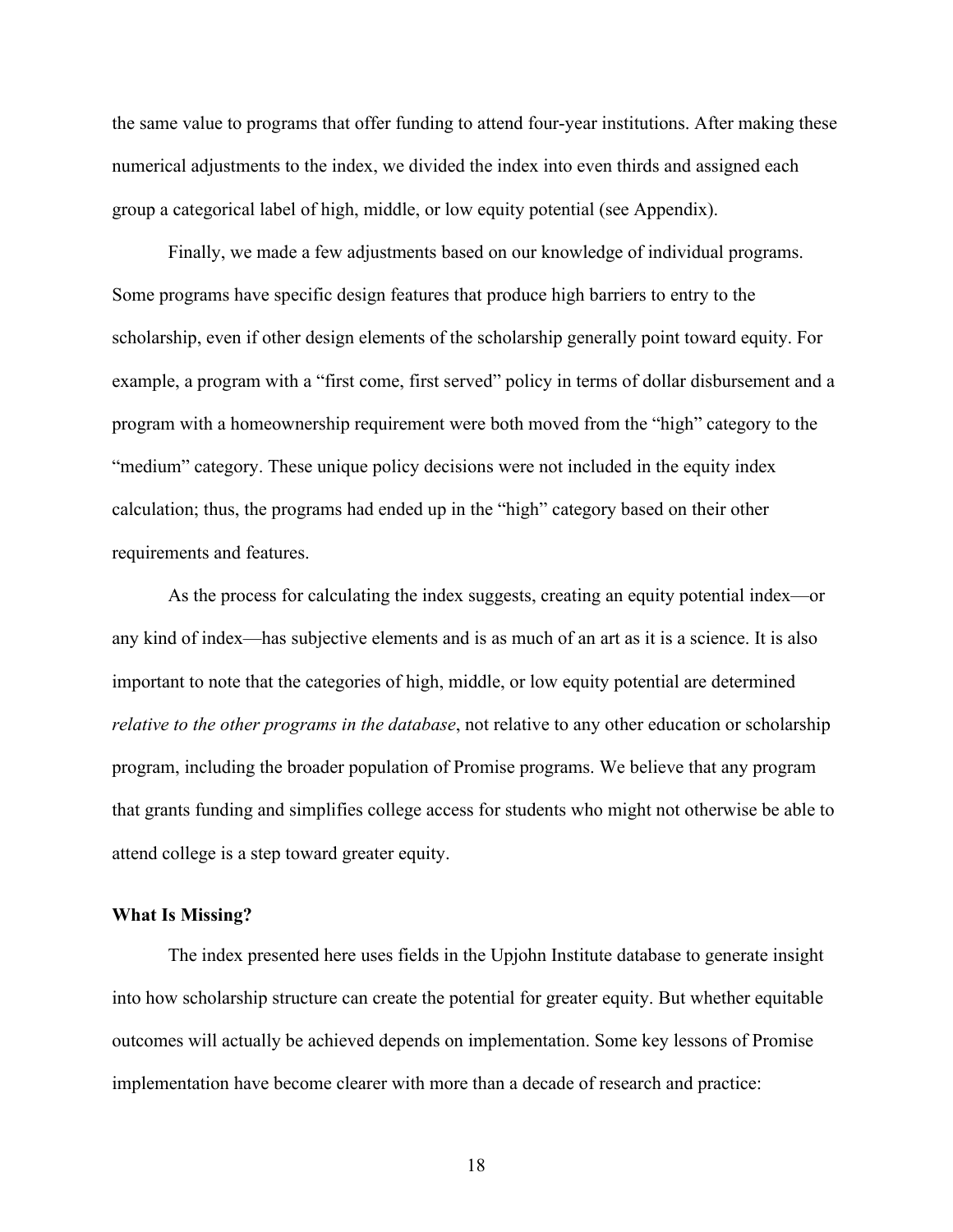the same value to programs that offer funding to attend four-year institutions. After making these numerical adjustments to the index, we divided the index into even thirds and assigned each group a categorical label of high, middle, or low equity potential (see Appendix).

Finally, we made a few adjustments based on our knowledge of individual programs. Some programs have specific design features that produce high barriers to entry to the scholarship, even if other design elements of the scholarship generally point toward equity. For example, a program with a "first come, first served" policy in terms of dollar disbursement and a program with a homeownership requirement were both moved from the "high" category to the "medium" category. These unique policy decisions were not included in the equity index calculation; thus, the programs had ended up in the "high" category based on their other requirements and features.

As the process for calculating the index suggests, creating an equity potential index—or any kind of index—has subjective elements and is as much of an art as it is a science. It is also important to note that the categories of high, middle, or low equity potential are determined *relative to the other programs in the database*, not relative to any other education or scholarship program, including the broader population of Promise programs. We believe that any program that grants funding and simplifies college access for students who might not otherwise be able to attend college is a step toward greater equity.

**What Is Missing?**

The index presented here uses fields in the Upjohn Institute database to generate insight into how scholarship structure can create the potential for greater equity. But whether equitable outcomes will actually be achieved depends on implementation. Some key lessons of Promise implementation have become clearer with more than a decade of research and practice: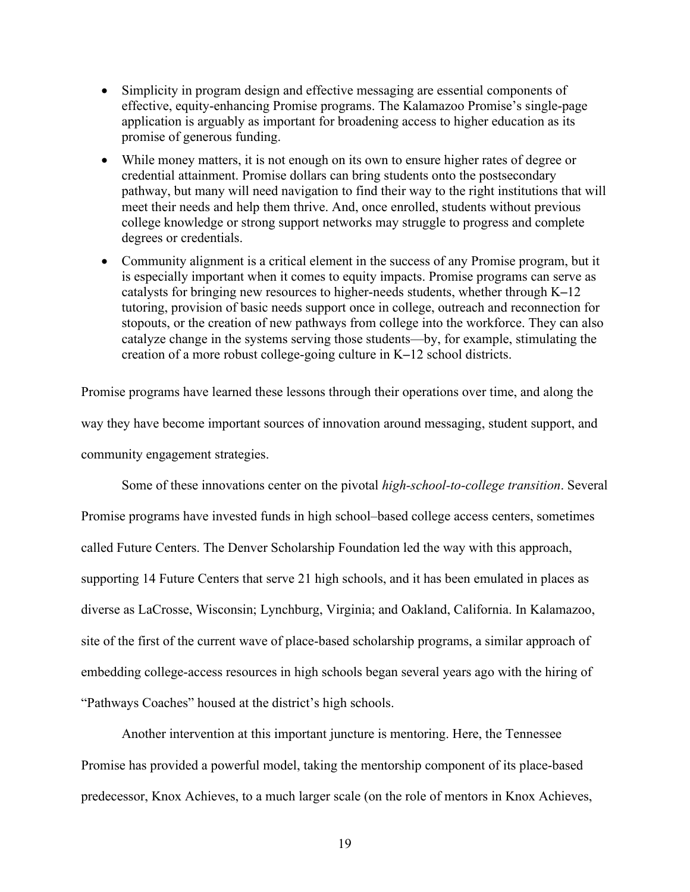- Simplicity in program design and effective messaging are essential components of effective, equity-enhancing Promise programs. The Kalamazoo Promise's single-page application is arguably as important for broadening access to higher education as its promise of generous funding.
- While money matters, it is not enough on its own to ensure higher rates of degree or credential attainment. Promise dollars can bring students onto the postsecondary pathway, but many will need navigation to find their way to the right institutions that will meet their needs and help them thrive. And, once enrolled, students without previous college knowledge or strong support networks may struggle to progress and complete degrees or credentials.
- Community alignment is a critical element in the success of any Promise program, but it is especially important when it comes to equity impacts. Promise programs can serve as catalysts for bringing new resources to higher-needs students, whether through K–12 tutoring, provision of basic needs support once in college, outreach and reconnection for stopouts, or the creation of new pathways from college into the workforce. They can also catalyze change in the systems serving those students—by, for example, stimulating the creation of a more robust college-going culture in K–12 school districts.

Promise programs have learned these lessons through their operations over time, and along the way they have become important sources of innovation around messaging, student support, and community engagement strategies.

Some of these innovations center on the pivotal *high-school-to-college transition*. Several Promise programs have invested funds in high school–based college access centers, sometimes called Future Centers. The Denver Scholarship Foundation led the way with this approach, supporting 14 Future Centers that serve 21 high schools, and it has been emulated in places as diverse as LaCrosse, Wisconsin; Lynchburg, Virginia; and Oakland, California. In Kalamazoo, site of the first of the current wave of place-based scholarship programs, a similar approach of embedding college-access resources in high schools began several years ago with the hiring of "Pathways Coaches" housed at the district's high schools.

Another intervention at this important juncture is mentoring. Here, the Tennessee Promise has provided a powerful model, taking the mentorship component of its place-based predecessor, Knox Achieves, to a much larger scale (on the role of mentors in Knox Achieves,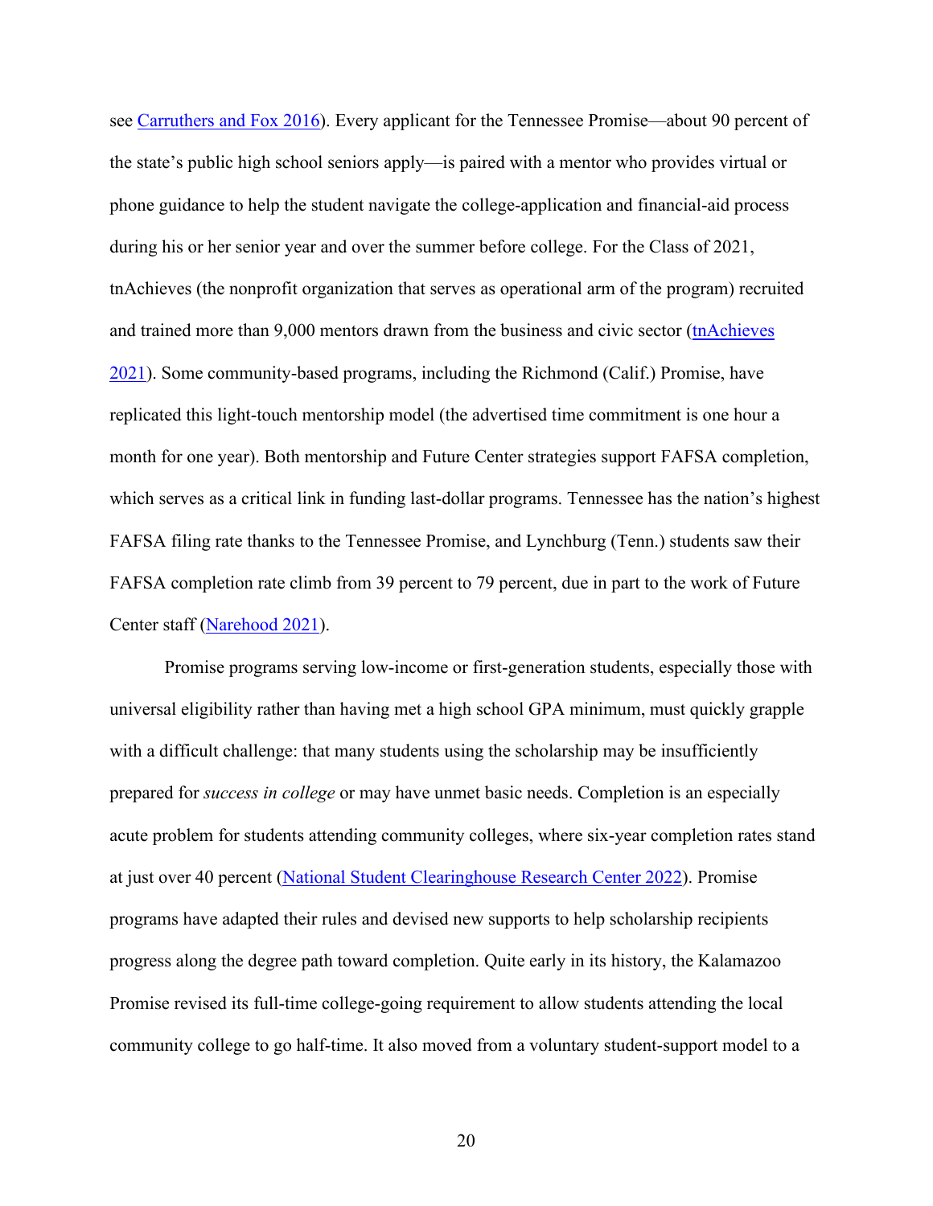see Carruthers and Fox 2016). Every applicant for the Tennessee Promise—about 90 percent of the state's public high school seniors apply—is paired with a mentor who provides virtual or phone guidance to help the student navigate the college-application and financial-aid process during his or her senior year and over the summer before college. For the Class of 2021, tnAchieves (the nonprofit organization that serves as operational arm of the program) recruited and trained more than 9,000 mentors drawn from the business and civic sector (tnAchieves 2021). Some community-based programs, including the Richmond (Calif.) Promise, have replicated this light-touch mentorship model (the advertised time commitment is one hour a month for one year). Both mentorship and Future Center strategies support FAFSA completion, which serves as a critical link in funding last-dollar programs. Tennessee has the nation's highest FAFSA filing rate thanks to the Tennessee Promise, and Lynchburg (Tenn.) students saw their FAFSA completion rate climb from 39 percent to 79 percent, due in part to the work of Future Center staff (Narehood 2021).

Promise programs serving low-income or first-generation students, especially those with universal eligibility rather than having met a high school GPA minimum, must quickly grapple with a difficult challenge: that many students using the scholarship may be insufficiently prepared for *success in college* or may have unmet basic needs. Completion is an especially acute problem for students attending community colleges, where six-year completion rates stand at just over 40 percent (National Student Clearinghouse Research Center 2022). Promise programs have adapted their rules and devised new supports to help scholarship recipients progress along the degree path toward completion. Quite early in its history, the Kalamazoo Promise revised its full-time college-going requirement to allow students attending the local community college to go half-time. It also moved from a voluntary student-support model to a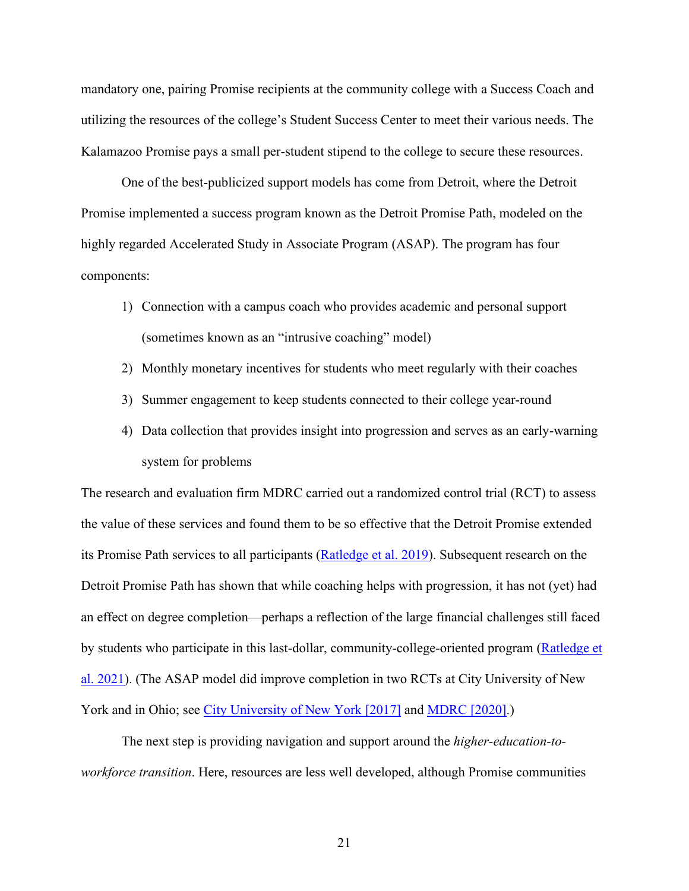mandatory one, pairing Promise recipients at the community college with a Success Coach and utilizing the resources of the college's Student Success Center to meet their various needs. The Kalamazoo Promise pays a small per-student stipend to the college to secure these resources.

One of the best-publicized support models has come from Detroit, where the Detroit Promise implemented a success program known as the Detroit Promise Path, modeled on the highly regarded Accelerated Study in Associate Program (ASAP). The program has four components:

1) Connection with a campus coach who provides academic and personal support (sometimes known as an "intrusive coaching" model)
2) Monthly monetary incentives for students who meet regularly with their coaches
3) Summer engagement to keep students connected to their college year-round
4) Data collection that provides insight into progression and serves as an early-warning system for problems

The research and evaluation firm MDRC carried out a randomized control trial (RCT) to assess the value of these services and found them to be so effective that the Detroit Promise extended its Promise Path services to all participants (Ratledge et al. 2019). Subsequent research on the Detroit Promise Path has shown that while coaching helps with progression, it has not (yet) had an effect on degree completion—perhaps a reflection of the large financial challenges still faced by students who participate in this last-dollar, community-college-oriented program (Ratledge et al. 2021). (The ASAP model did improve completion in two RCTs at City University of New York and in Ohio; see City University of New York [2017] and MDRC [2020].)

The next step is providing navigation and support around the *higher-education-to-workforce transition*. Here, resources are less well developed, although Promise communities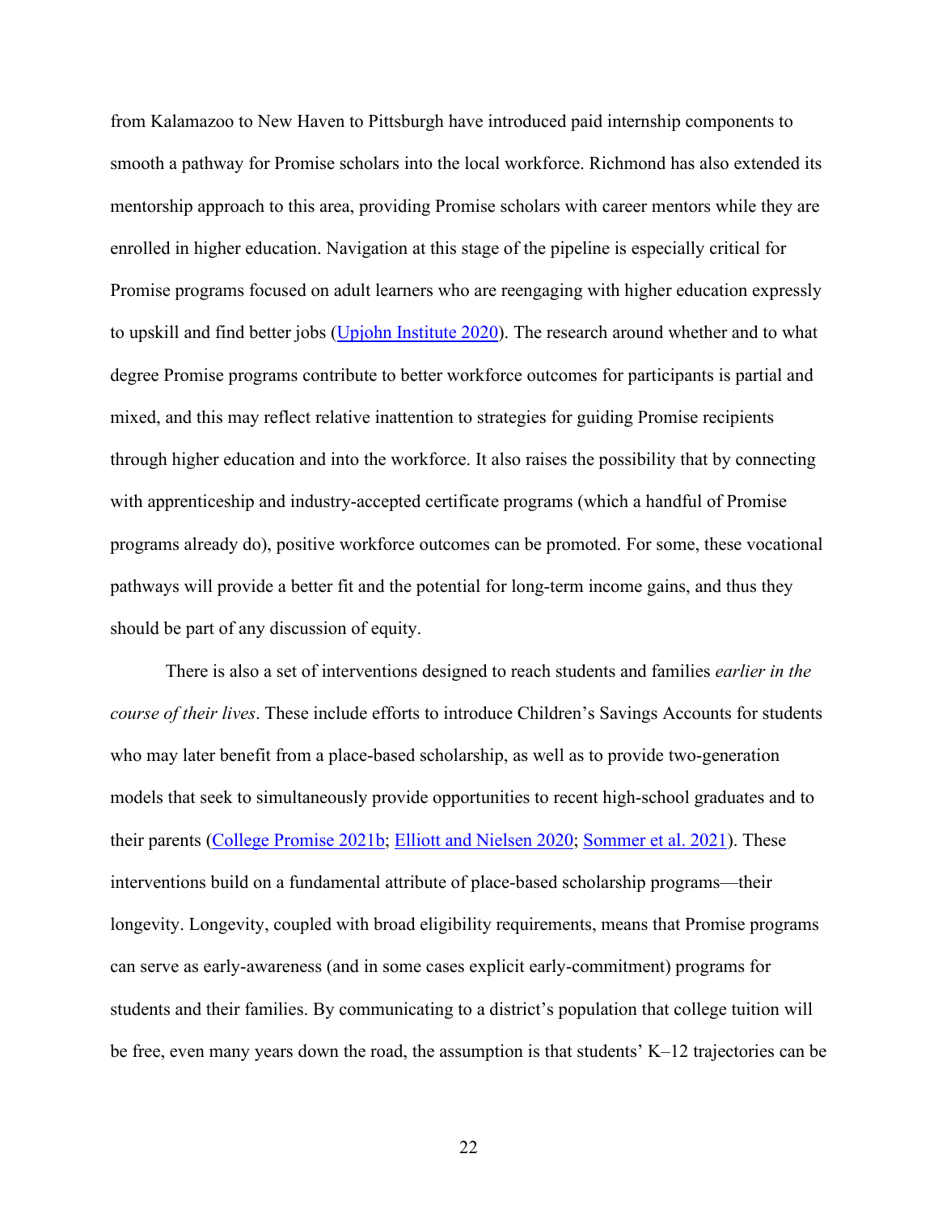from Kalamazoo to New Haven to Pittsburgh have introduced paid internship components to smooth a pathway for Promise scholars into the local workforce. Richmond has also extended its mentorship approach to this area, providing Promise scholars with career mentors while they are enrolled in higher education. Navigation at this stage of the pipeline is especially critical for Promise programs focused on adult learners who are reengaging with higher education expressly to upskill and find better jobs (Upjohn Institute 2020). The research around whether and to what degree Promise programs contribute to better workforce outcomes for participants is partial and mixed, and this may reflect relative inattention to strategies for guiding Promise recipients through higher education and into the workforce. It also raises the possibility that by connecting with apprenticeship and industry-accepted certificate programs (which a handful of Promise programs already do), positive workforce outcomes can be promoted. For some, these vocational pathways will provide a better fit and the potential for long-term income gains, and thus they should be part of any discussion of equity.

There is also a set of interventions designed to reach students and families *earlier in the course of their lives*. These include efforts to introduce Children's Savings Accounts for students who may later benefit from a place-based scholarship, as well as to provide two-generation models that seek to simultaneously provide opportunities to recent high-school graduates and to their parents (College Promise 2021b; Elliott and Nielsen 2020; Sommer et al. 2021). These interventions build on a fundamental attribute of place-based scholarship programs—their longevity. Longevity, coupled with broad eligibility requirements, means that Promise programs can serve as early-awareness (and in some cases explicit early-commitment) programs for students and their families. By communicating to a district's population that college tuition will be free, even many years down the road, the assumption is that students' K–12 trajectories can be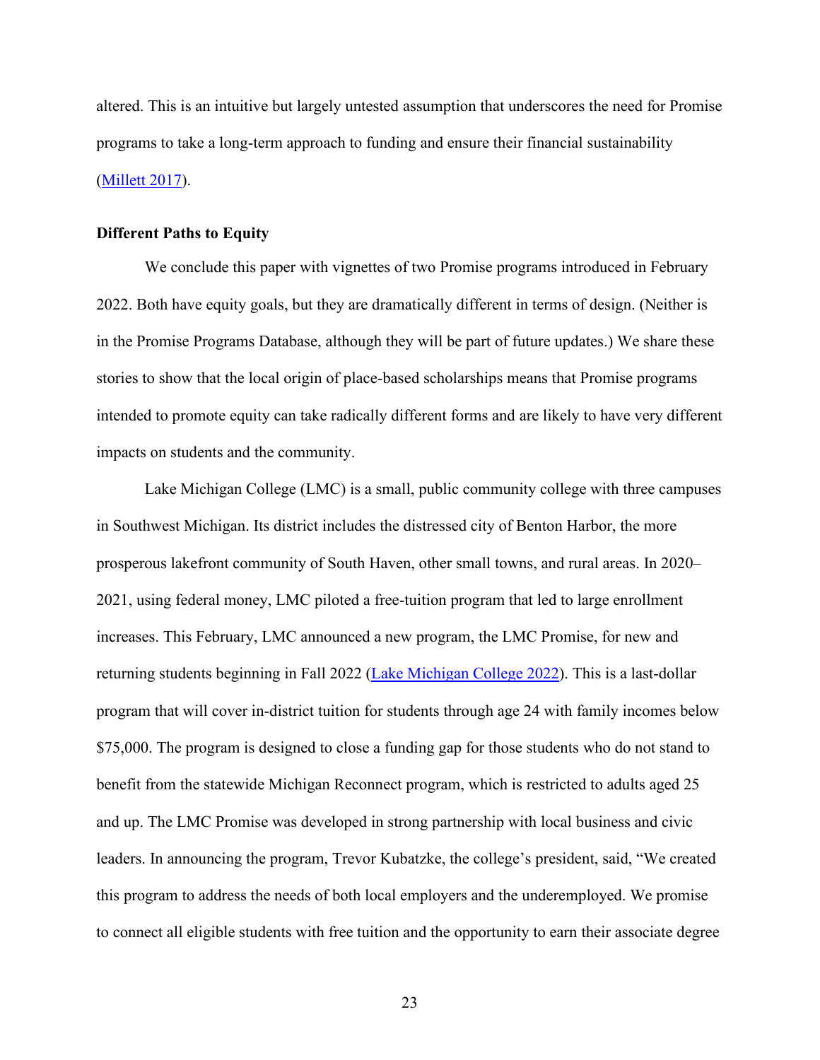altered. This is an intuitive but largely untested assumption that underscores the need for Promise programs to take a long-term approach to funding and ensure their financial sustainability (Millett 2017).

### Different Paths to Equity

We conclude this paper with vignettes of two Promise programs introduced in February 2022. Both have equity goals, but they are dramatically different in terms of design. (Neither is in the Promise Programs Database, although they will be part of future updates.) We share these stories to show that the local origin of place-based scholarships means that Promise programs intended to promote equity can take radically different forms and are likely to have very different impacts on students and the community.

Lake Michigan College (LMC) is a small, public community college with three campuses in Southwest Michigan. Its district includes the distressed city of Benton Harbor, the more prosperous lakefront community of South Haven, other small towns, and rural areas. In 2020–2021, using federal money, LMC piloted a free-tuition program that led to large enrollment increases. This February, LMC announced a new program, the LMC Promise, for new and returning students beginning in Fall 2022 (Lake Michigan College 2022). This is a last-dollar program that will cover in-district tuition for students through age 24 with family incomes below $75,000. The program is designed to close a funding gap for those students who do not stand to benefit from the statewide Michigan Reconnect program, which is restricted to adults aged 25 and up. The LMC Promise was developed in strong partnership with local business and civic leaders. In announcing the program, Trevor Kubatzke, the college's president, said, "We created this program to address the needs of both local employers and the underemployed. We promise to connect all eligible students with free tuition and the opportunity to earn their associate degree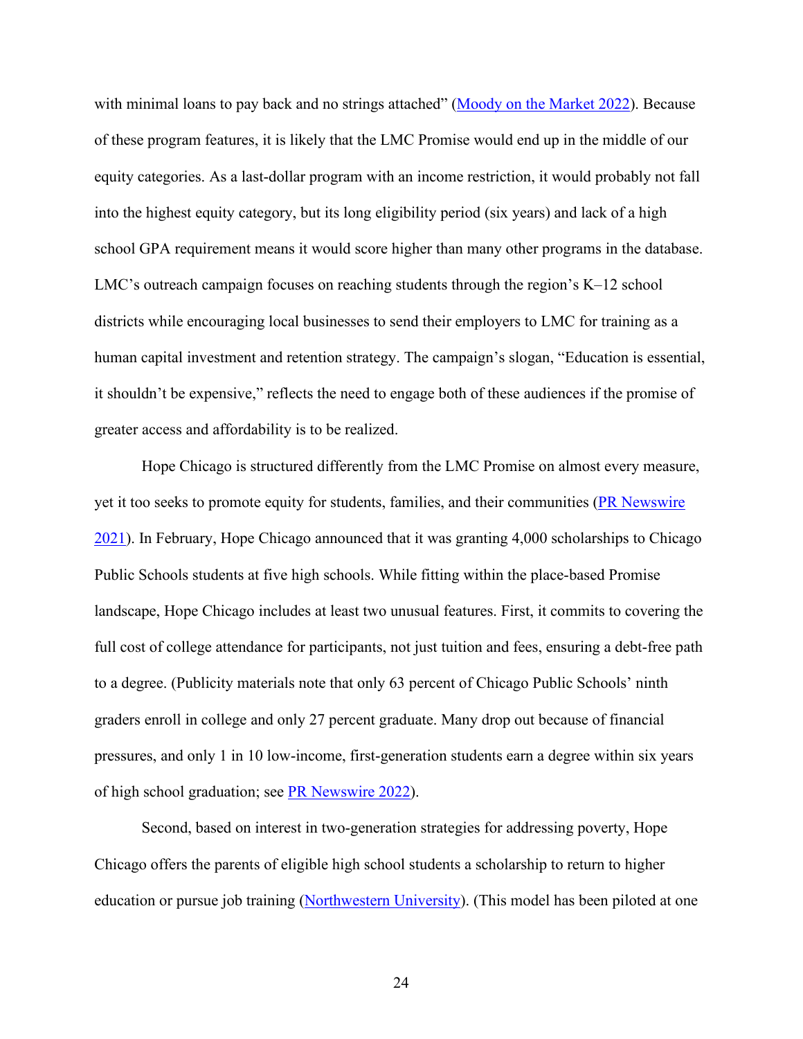with minimal loans to pay back and no strings attached" (Moody on the Market 2022). Because of these program features, it is likely that the LMC Promise would end up in the middle of our equity categories. As a last-dollar program with an income restriction, it would probably not fall into the highest equity category, but its long eligibility period (six years) and lack of a high school GPA requirement means it would score higher than many other programs in the database. LMC's outreach campaign focuses on reaching students through the region's K–12 school districts while encouraging local businesses to send their employers to LMC for training as a human capital investment and retention strategy. The campaign's slogan, "Education is essential, it shouldn't be expensive," reflects the need to engage both of these audiences if the promise of greater access and affordability is to be realized.

Hope Chicago is structured differently from the LMC Promise on almost every measure, yet it too seeks to promote equity for students, families, and their communities (PR Newswire 2021). In February, Hope Chicago announced that it was granting 4,000 scholarships to Chicago Public Schools students at five high schools. While fitting within the place-based Promise landscape, Hope Chicago includes at least two unusual features. First, it commits to covering the full cost of college attendance for participants, not just tuition and fees, ensuring a debt-free path to a degree. (Publicity materials note that only 63 percent of Chicago Public Schools' ninth graders enroll in college and only 27 percent graduate. Many drop out because of financial pressures, and only 1 in 10 low-income, first-generation students earn a degree within six years of high school graduation; see PR Newswire 2022).

Second, based on interest in two-generation strategies for addressing poverty, Hope Chicago offers the parents of eligible high school students a scholarship to return to higher education or pursue job training (Northwestern University). (This model has been piloted at one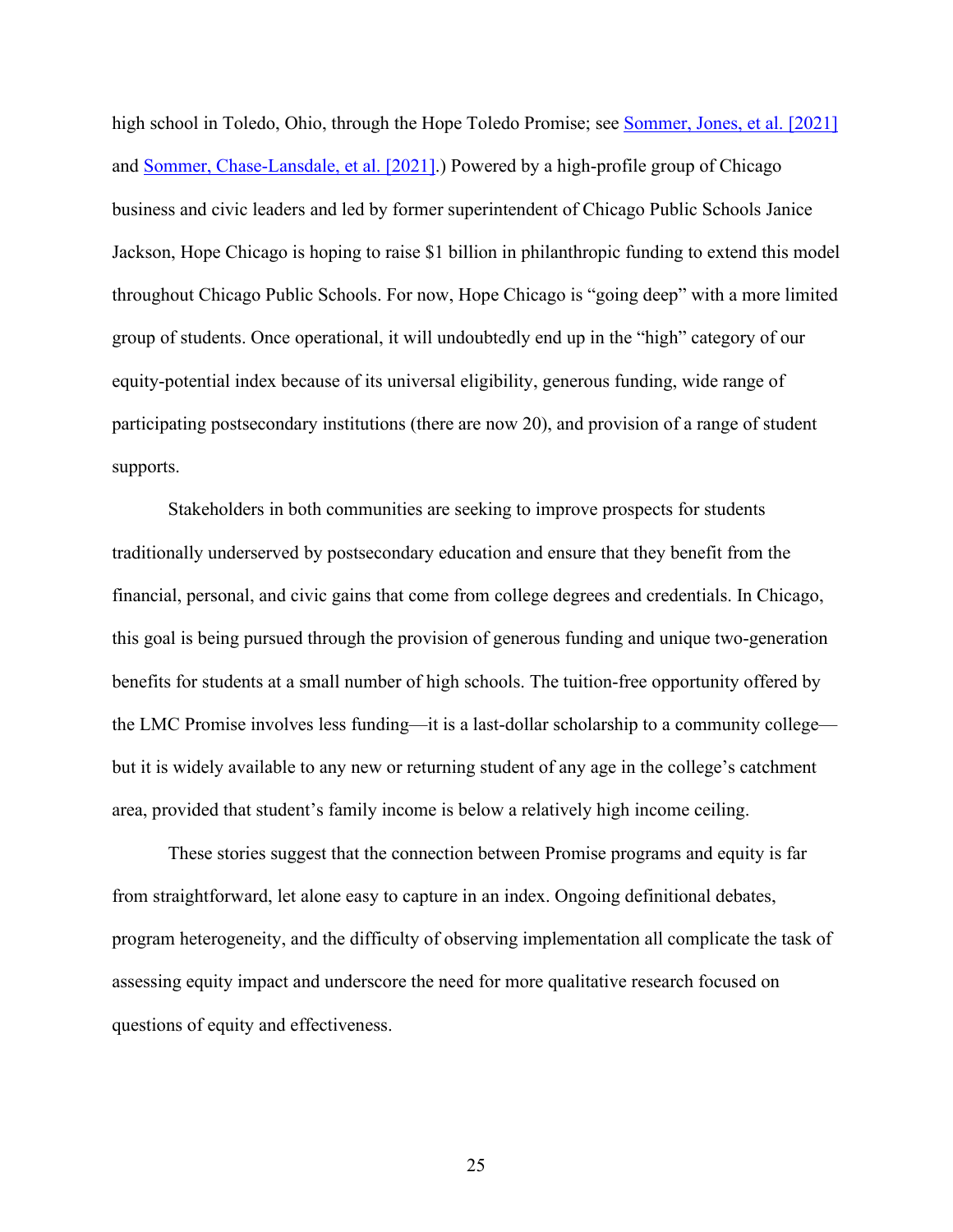high school in Toledo, Ohio, through the Hope Toledo Promise; see Sommer, Jones, et al. [2021] and Sommer, Chase-Lansdale, et al. [2021].) Powered by a high-profile group of Chicago business and civic leaders and led by former superintendent of Chicago Public Schools Janice Jackson, Hope Chicago is hoping to raise $1 billion in philanthropic funding to extend this model throughout Chicago Public Schools. For now, Hope Chicago is "going deep" with a more limited group of students. Once operational, it will undoubtedly end up in the "high" category of our equity-potential index because of its universal eligibility, generous funding, wide range of participating postsecondary institutions (there are now 20), and provision of a range of student supports.

Stakeholders in both communities are seeking to improve prospects for students traditionally underserved by postsecondary education and ensure that they benefit from the financial, personal, and civic gains that come from college degrees and credentials. In Chicago, this goal is being pursued through the provision of generous funding and unique two-generation benefits for students at a small number of high schools. The tuition-free opportunity offered by the LMC Promise involves less funding—it is a last-dollar scholarship to a community college—but it is widely available to any new or returning student of any age in the college's catchment area, provided that student's family income is below a relatively high income ceiling.

These stories suggest that the connection between Promise programs and equity is far from straightforward, let alone easy to capture in an index. Ongoing definitional debates, program heterogeneity, and the difficulty of observing implementation all complicate the task of assessing equity impact and underscore the need for more qualitative research focused on questions of equity and effectiveness.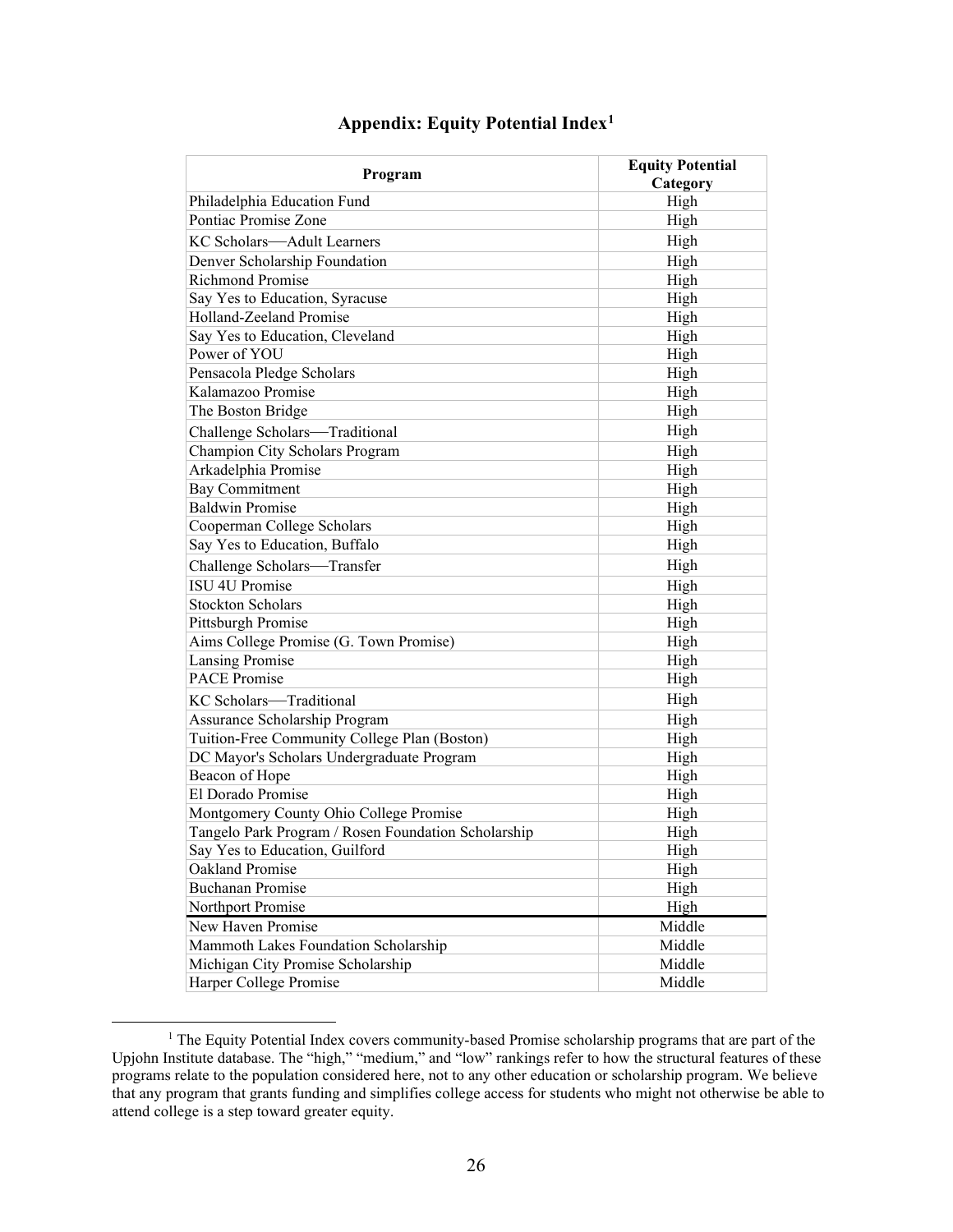## Appendix: Equity Potential Index[1]

| Program | Equity Potential Category |
|---|---|
| Philadelphia Education Fund | High |
| Pontiac Promise Zone | High |
| KC Scholars—Adult Learners | High |
| Denver Scholarship Foundation | High |
| Richmond Promise | High |
| Say Yes to Education, Syracuse | High |
| Holland-Zeeland Promise | High |
| Say Yes to Education, Cleveland | High |
| Power of YOU | High |
| Pensacola Pledge Scholars | High |
| Kalamazoo Promise | High |
| The Boston Bridge | High |
| Challenge Scholars—Traditional | High |
| Champion City Scholars Program | High |
| Arkadelphia Promise | High |
| Bay Commitment | High |
| Baldwin Promise | High |
| Cooperman College Scholars | High |
| Say Yes to Education, Buffalo | High |
| Challenge Scholars—Transfer | High |
| ISU 4U Promise | High |
| Stockton Scholars | High |
| Pittsburgh Promise | High |
| Aims College Promise (G. Town Promise) | High |
| Lansing Promise | High |
| PACE Promise | High |
| KC Scholars—Traditional | High |
| Assurance Scholarship Program | High |
| Tuition-Free Community College Plan (Boston) | High |
| DC Mayor's Scholars Undergraduate Program | High |
| Beacon of Hope | High |
| El Dorado Promise | High |
| Montgomery County Ohio College Promise | High |
| Tangelo Park Program / Rosen Foundation Scholarship | High |
| Say Yes to Education, Guilford | High |
| Oakland Promise | High |
| Buchanan Promise | High |
| Northport Promise | High |
| New Haven Promise | Middle |
| Mammoth Lakes Foundation Scholarship | Middle |
| Michigan City Promise Scholarship | Middle |
| Harper College Promise | Middle |

[1] The Equity Potential Index covers community-based Promise scholarship programs that are part of the Upjohn Institute database. The "high," "medium," and "low" rankings refer to how the structural features of these programs relate to the population considered here, not to any other education or scholarship program. We believe that any program that grants funding and simplifies college access for students who might not otherwise be able to attend college is a step toward greater equity.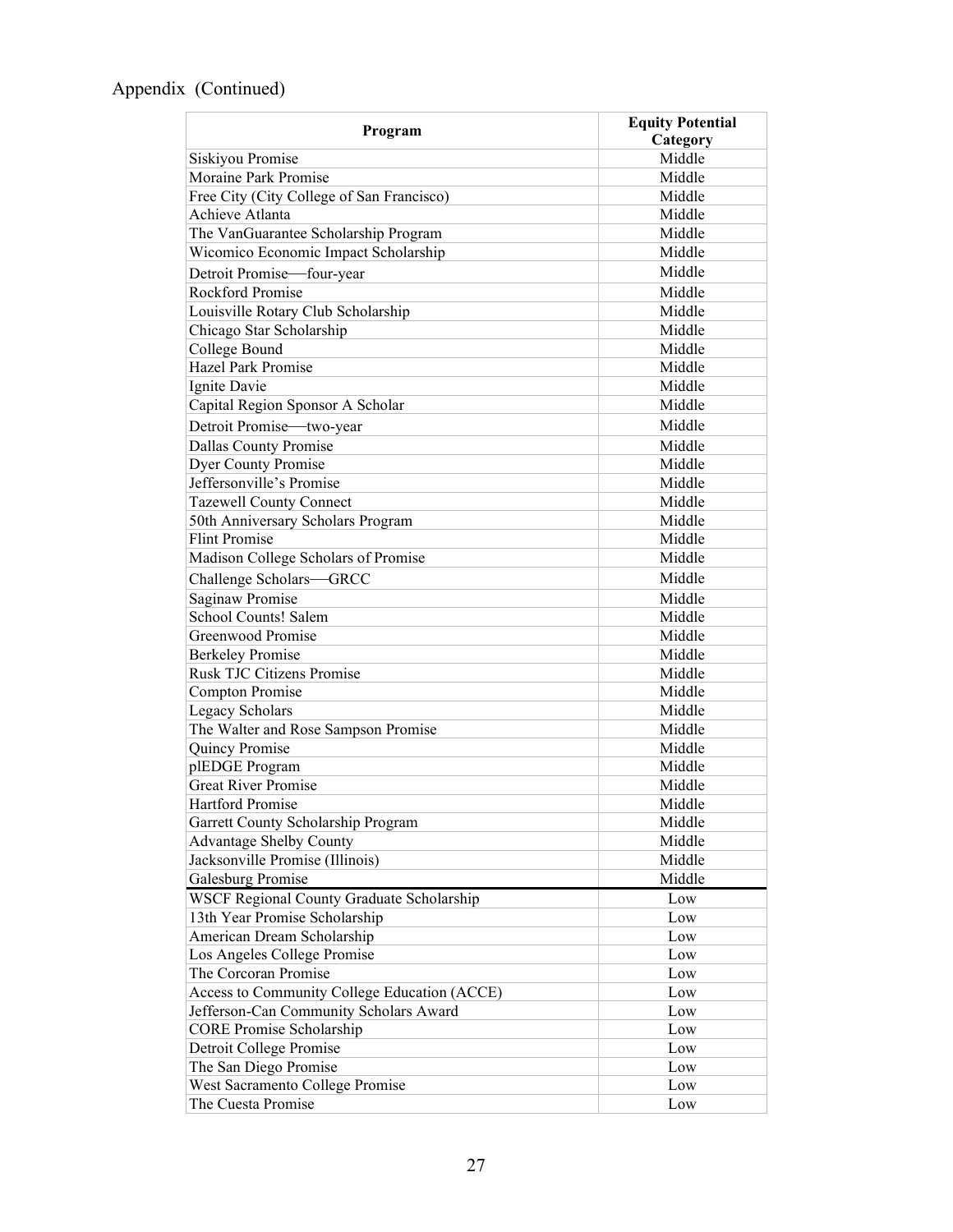Appendix (Continued)

| Program | Equity Potential Category |
|---|---|
| Siskiyou Promise | Middle |
| Moraine Park Promise | Middle |
| Free City (City College of San Francisco) | Middle |
| Achieve Atlanta | Middle |
| The VanGuarantee Scholarship Program | Middle |
| Wicomico Economic Impact Scholarship | Middle |
| Detroit Promise—four-year | Middle |
| Rockford Promise | Middle |
| Louisville Rotary Club Scholarship | Middle |
| Chicago Star Scholarship | Middle |
| College Bound | Middle |
| Hazel Park Promise | Middle |
| Ignite Davie | Middle |
| Capital Region Sponsor A Scholar | Middle |
| Detroit Promise—two-year | Middle |
| Dallas County Promise | Middle |
| Dyer County Promise | Middle |
| Jeffersonville's Promise | Middle |
| Tazewell County Connect | Middle |
| 50th Anniversary Scholars Program | Middle |
| Flint Promise | Middle |
| Madison College Scholars of Promise | Middle |
| Challenge Scholars—GRCC | Middle |
| Saginaw Promise | Middle |
| School Counts! Salem | Middle |
| Greenwood Promise | Middle |
| Berkeley Promise | Middle |
| Rusk TJC Citizens Promise | Middle |
| Compton Promise | Middle |
| Legacy Scholars | Middle |
| The Walter and Rose Sampson Promise | Middle |
| Quincy Promise | Middle |
| plEDGE Program | Middle |
| Great River Promise | Middle |
| Hartford Promise | Middle |
| Garrett County Scholarship Program | Middle |
| Advantage Shelby County | Middle |
| Jacksonville Promise (Illinois) | Middle |
| Galesburg Promise | Middle |
| WSCF Regional County Graduate Scholarship | Low |
| 13th Year Promise Scholarship | Low |
| American Dream Scholarship | Low |
| Los Angeles College Promise | Low |
| The Corcoran Promise | Low |
| Access to Community College Education (ACCE) | Low |
| Jefferson-Can Community Scholars Award | Low |
| CORE Promise Scholarship | Low |
| Detroit College Promise | Low |
| The San Diego Promise | Low |
| West Sacramento College Promise | Low |
| The Cuesta Promise | Low |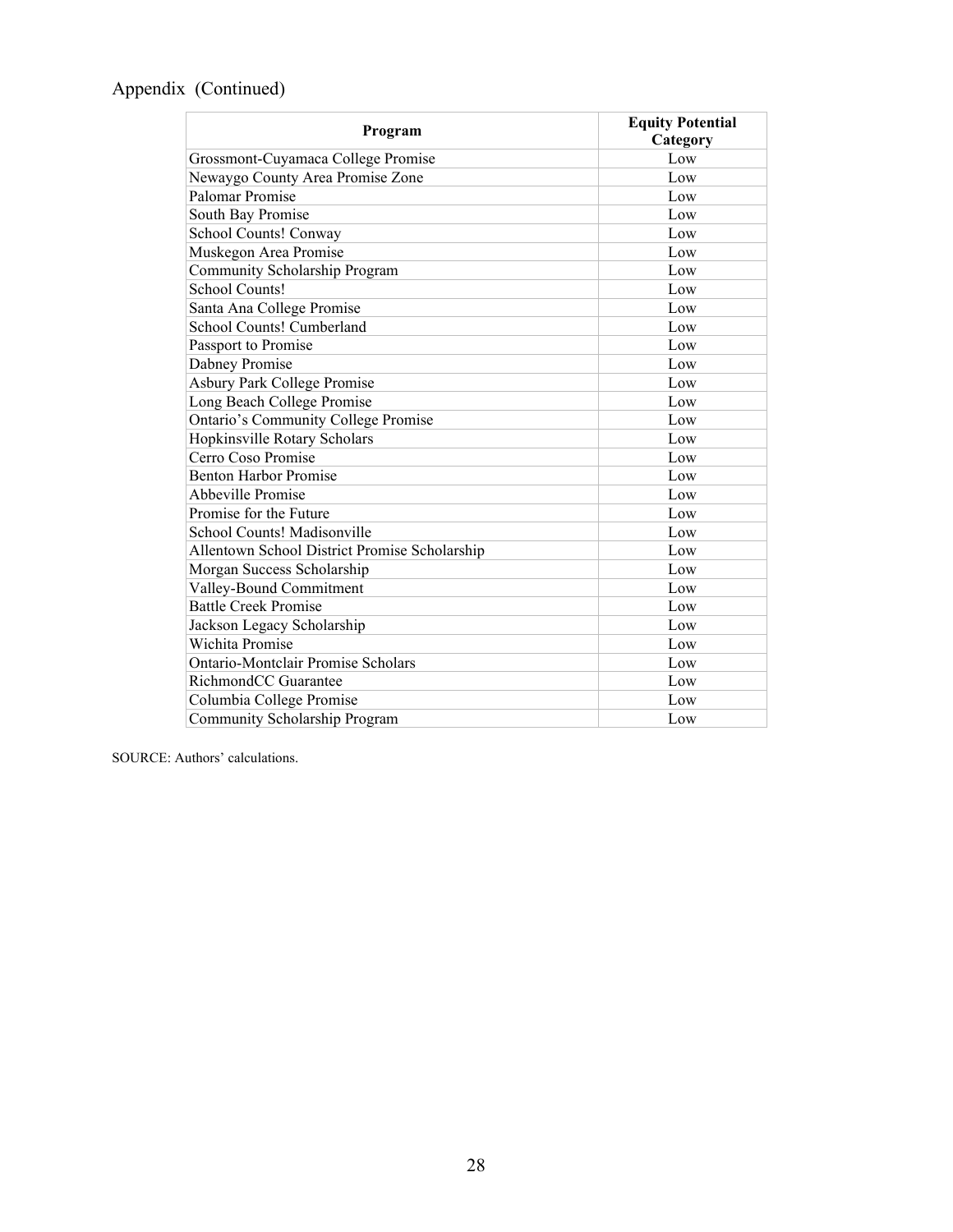Appendix (Continued)

| Program | Equity Potential Category |
|---|---|
| Grossmont-Cuyamaca College Promise | Low |
| Newaygo County Area Promise Zone | Low |
| Palomar Promise | Low |
| South Bay Promise | Low |
| School Counts! Conway | Low |
| Muskegon Area Promise | Low |
| Community Scholarship Program | Low |
| School Counts! | Low |
| Santa Ana College Promise | Low |
| School Counts! Cumberland | Low |
| Passport to Promise | Low |
| Dabney Promise | Low |
| Asbury Park College Promise | Low |
| Long Beach College Promise | Low |
| Ontario's Community College Promise | Low |
| Hopkinsville Rotary Scholars | Low |
| Cerro Coso Promise | Low |
| Benton Harbor Promise | Low |
| Abbeville Promise | Low |
| Promise for the Future | Low |
| School Counts! Madisonville | Low |
| Allentown School District Promise Scholarship | Low |
| Morgan Success Scholarship | Low |
| Valley-Bound Commitment | Low |
| Battle Creek Promise | Low |
| Jackson Legacy Scholarship | Low |
| Wichita Promise | Low |
| Ontario-Montclair Promise Scholars | Low |
| RichmondCC Guarantee | Low |
| Columbia College Promise | Low |
| Community Scholarship Program | Low |

SOURCE: Authors' calculations.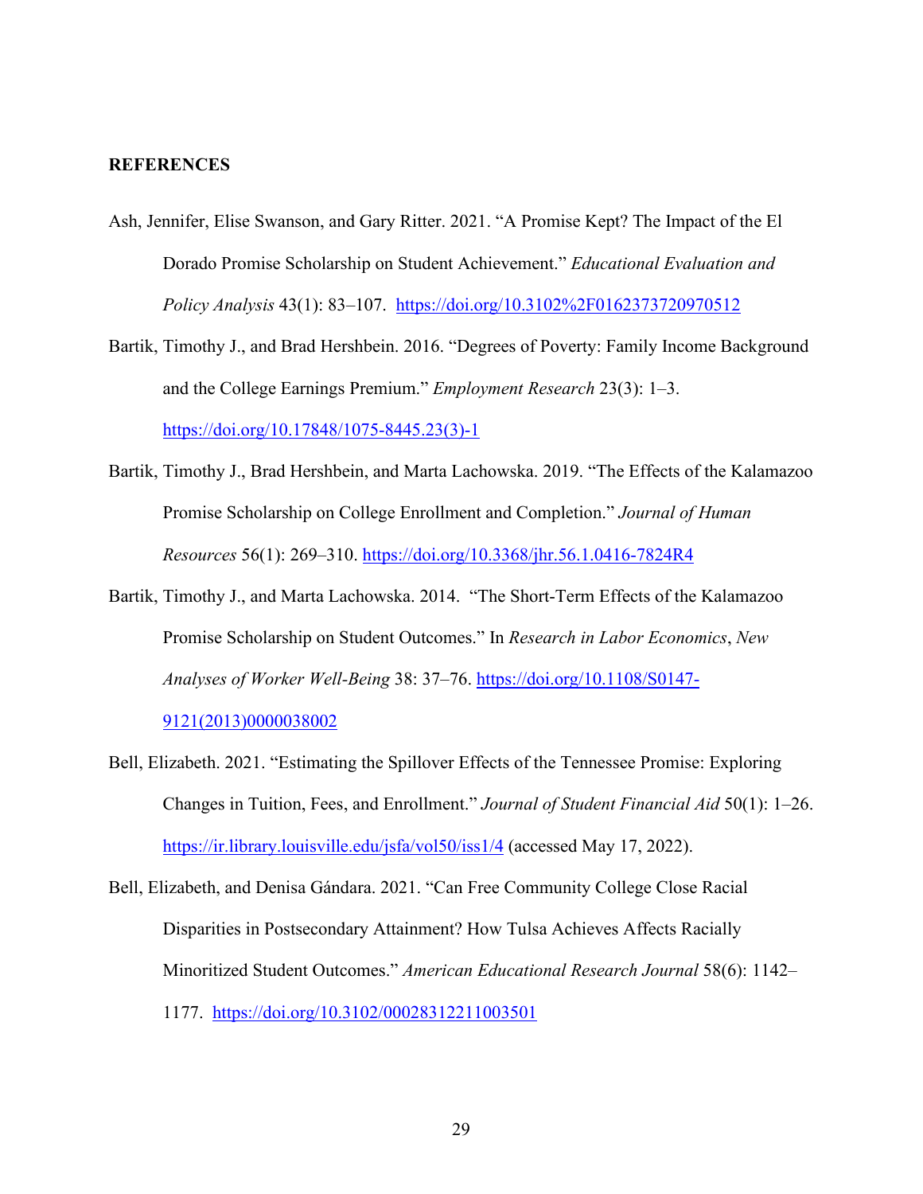## REFERENCES

Ash, Jennifer, Elise Swanson, and Gary Ritter. 2021. "A Promise Kept? The Impact of the El Dorado Promise Scholarship on Student Achievement." *Educational Evaluation and Policy Analysis* 43(1): 83–107. https://doi.org/10.3102%2F0162373720970512

Bartik, Timothy J., and Brad Hershbein. 2016. "Degrees of Poverty: Family Income Background and the College Earnings Premium." *Employment Research* 23(3): 1–3. https://doi.org/10.17848/1075-8445.23(3)-1

Bartik, Timothy J., Brad Hershbein, and Marta Lachowska. 2019. "The Effects of the Kalamazoo Promise Scholarship on College Enrollment and Completion." *Journal of Human Resources* 56(1): 269–310. https://doi.org/10.3368/jhr.56.1.0416-7824R4

Bartik, Timothy J., and Marta Lachowska. 2014. "The Short-Term Effects of the Kalamazoo Promise Scholarship on Student Outcomes." In *Research in Labor Economics*, *New Analyses of Worker Well-Being* 38: 37–76. https://doi.org/10.1108/S0147-9121(2013)0000038002

Bell, Elizabeth. 2021. "Estimating the Spillover Effects of the Tennessee Promise: Exploring Changes in Tuition, Fees, and Enrollment." *Journal of Student Financial Aid* 50(1): 1–26. https://ir.library.louisville.edu/jsfa/vol50/iss1/4 (accessed May 17, 2022).

Bell, Elizabeth, and Denisa Gándara. 2021. "Can Free Community College Close Racial Disparities in Postsecondary Attainment? How Tulsa Achieves Affects Racially Minoritized Student Outcomes." *American Educational Research Journal* 58(6): 1142–1177. https://doi.org/10.3102/00028312211003501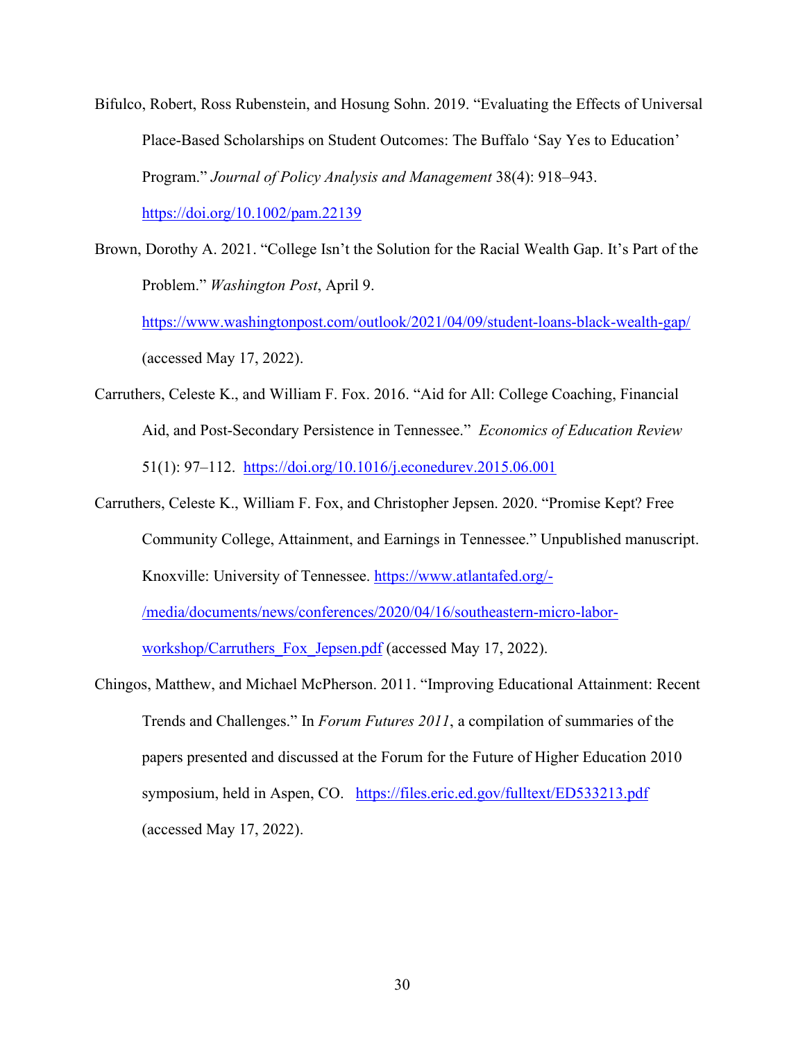Bifulco, Robert, Ross Rubenstein, and Hosung Sohn. 2019. "Evaluating the Effects of Universal Place-Based Scholarships on Student Outcomes: The Buffalo 'Say Yes to Education' Program." *Journal of Policy Analysis and Management* 38(4): 918–943. https://doi.org/10.1002/pam.22139

Brown, Dorothy A. 2021. "College Isn't the Solution for the Racial Wealth Gap. It's Part of the Problem." *Washington Post*, April 9. https://www.washingtonpost.com/outlook/2021/04/09/student-loans-black-wealth-gap/ (accessed May 17, 2022).

Carruthers, Celeste K., and William F. Fox. 2016. "Aid for All: College Coaching, Financial Aid, and Post-Secondary Persistence in Tennessee." *Economics of Education Review* 51(1): 97–112. https://doi.org/10.1016/j.econedurev.2015.06.001

Carruthers, Celeste K., William F. Fox, and Christopher Jepsen. 2020. "Promise Kept? Free Community College, Attainment, and Earnings in Tennessee." Unpublished manuscript. Knoxville: University of Tennessee. https://www.atlantafed.org/-/media/documents/news/conferences/2020/04/16/southeastern-micro-labor-workshop/Carruthers_Fox_Jepsen.pdf (accessed May 17, 2022).

Chingos, Matthew, and Michael McPherson. 2011. "Improving Educational Attainment: Recent Trends and Challenges." In *Forum Futures 2011*, a compilation of summaries of the papers presented and discussed at the Forum for the Future of Higher Education 2010 symposium, held in Aspen, CO. https://files.eric.ed.gov/fulltext/ED533213.pdf (accessed May 17, 2022).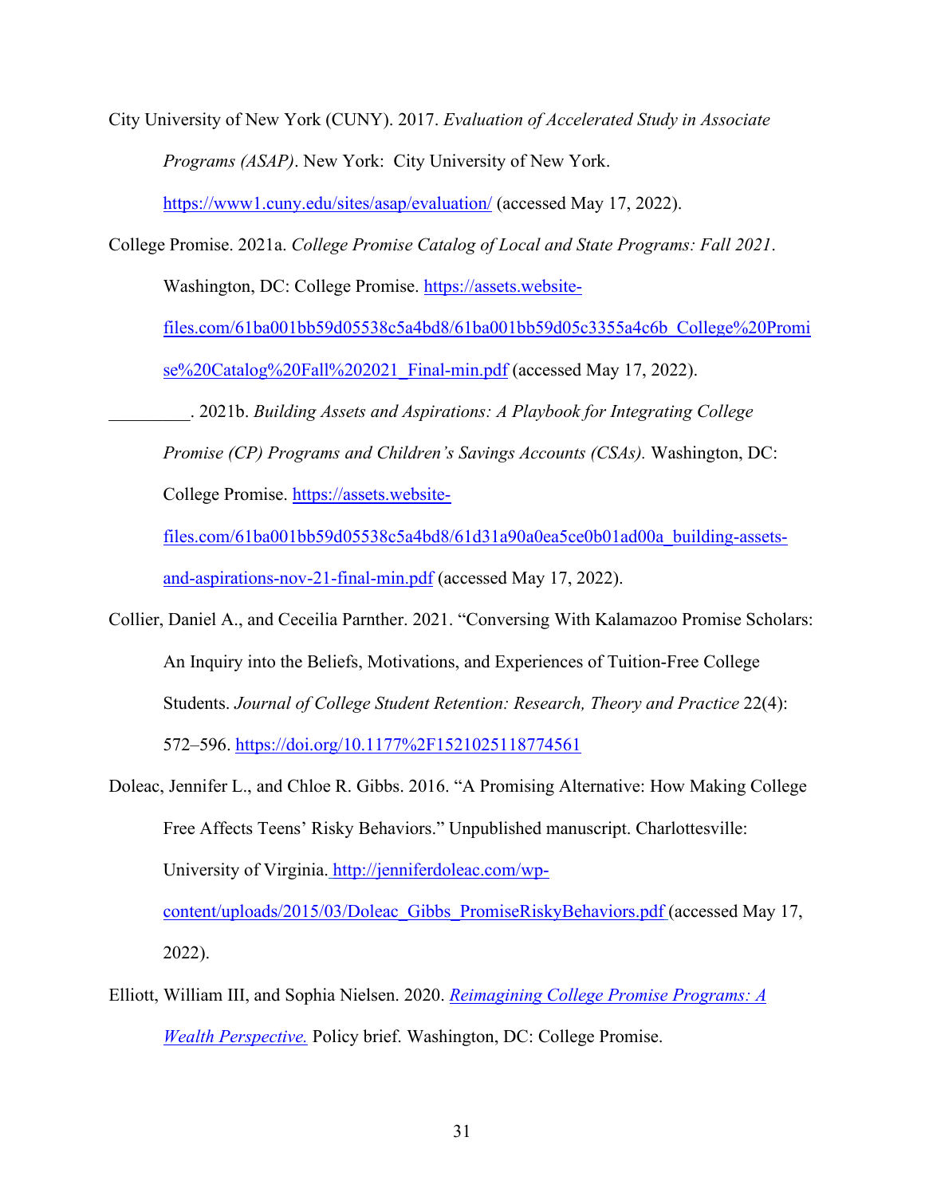City University of New York (CUNY). 2017. *Evaluation of Accelerated Study in Associate Programs (ASAP)*. New York: City University of New York. https://www1.cuny.edu/sites/asap/evaluation/ (accessed May 17, 2022).

College Promise. 2021a. *College Promise Catalog of Local and State Programs: Fall 2021*. Washington, DC: College Promise. https://assets.website-files.com/61ba001bb59d05538c5a4bd8/61ba001bb59d05c3355a4c6b_College%20Promise%20Catalog%20Fall%202021_Final-min.pdf (accessed May 17, 2022).

_________. 2021b. *Building Assets and Aspirations: A Playbook for Integrating College Promise (CP) Programs and Children's Savings Accounts (CSAs).* Washington, DC: College Promise. https://assets.website-files.com/61ba001bb59d05538c5a4bd8/61d31a90a0ea5ce0b01ad00a_building-assets-and-aspirations-nov-21-final-min.pdf (accessed May 17, 2022).

Collier, Daniel A., and Ceceilia Parnther. 2021. "Conversing With Kalamazoo Promise Scholars: An Inquiry into the Beliefs, Motivations, and Experiences of Tuition-Free College Students. *Journal of College Student Retention: Research, Theory and Practice* 22(4): 572–596. https://doi.org/10.1177%2F1521025118774561

Doleac, Jennifer L., and Chloe R. Gibbs. 2016. "A Promising Alternative: How Making College Free Affects Teens' Risky Behaviors." Unpublished manuscript. Charlottesville: University of Virginia. http://jenniferdoleac.com/wp-content/uploads/2015/03/Doleac_Gibbs_PromiseRiskyBehaviors.pdf (accessed May 17, 2022).

Elliott, William III, and Sophia Nielsen. 2020. *Reimagining College Promise Programs: A Wealth Perspective.* Policy brief. Washington, DC: College Promise.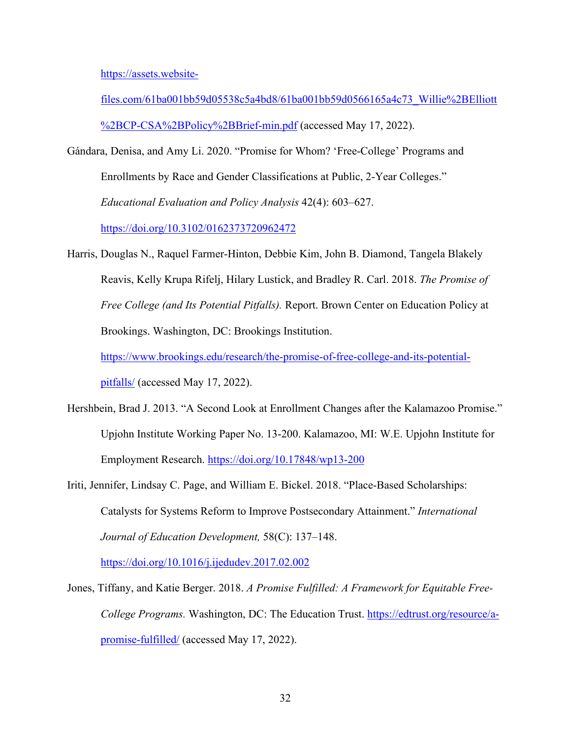https://assets.website-files.com/61ba001bb59d05538c5a4bd8/61ba001bb59d0566165a4c73_Willie%2BElliott%2BCP-CSA%2BPolicy%2BBrief-min.pdf (accessed May 17, 2022).

Gándara, Denisa, and Amy Li. 2020. "Promise for Whom? 'Free-College' Programs and Enrollments by Race and Gender Classifications at Public, 2-Year Colleges." *Educational Evaluation and Policy Analysis* 42(4): 603–627. https://doi.org/10.3102/0162373720962472

Harris, Douglas N., Raquel Farmer-Hinton, Debbie Kim, John B. Diamond, Tangela Blakely Reavis, Kelly Krupa Rifelj, Hilary Lustick, and Bradley R. Carl. 2018. *The Promise of Free College (and Its Potential Pitfalls).* Report. Brown Center on Education Policy at Brookings. Washington, DC: Brookings Institution. https://www.brookings.edu/research/the-promise-of-free-college-and-its-potential-pitfalls/ (accessed May 17, 2022).

Hershbein, Brad J. 2013. "A Second Look at Enrollment Changes after the Kalamazoo Promise." Upjohn Institute Working Paper No. 13-200. Kalamazoo, MI: W.E. Upjohn Institute for Employment Research. https://doi.org/10.17848/wp13-200

Iriti, Jennifer, Lindsay C. Page, and William E. Bickel. 2018. "Place-Based Scholarships: Catalysts for Systems Reform to Improve Postsecondary Attainment." *International Journal of Education Development,* 58(C): 137–148. https://doi.org/10.1016/j.ijedudev.2017.02.002

Jones, Tiffany, and Katie Berger. 2018. *A Promise Fulfilled: A Framework for Equitable Free-College Programs.* Washington, DC: The Education Trust. https://edtrust.org/resource/a-promise-fulfilled/ (accessed May 17, 2022).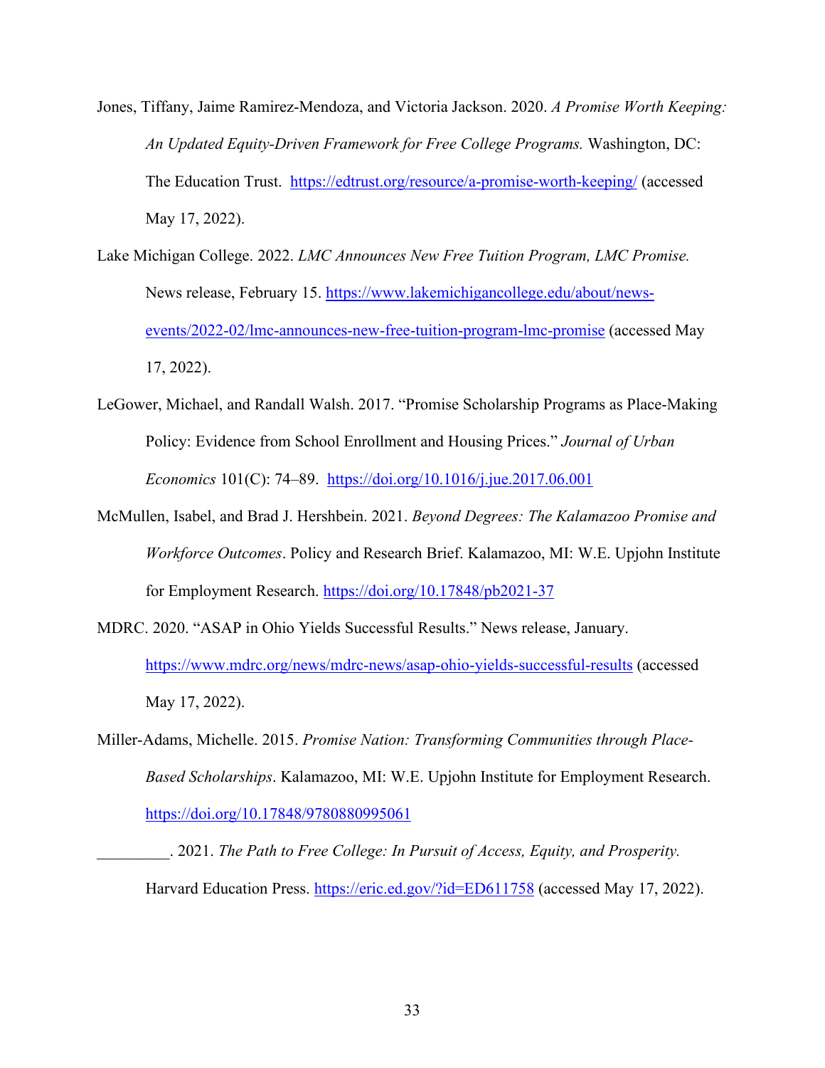Jones, Tiffany, Jaime Ramirez-Mendoza, and Victoria Jackson. 2020. *A Promise Worth Keeping: An Updated Equity-Driven Framework for Free College Programs.* Washington, DC: The Education Trust. https://edtrust.org/resource/a-promise-worth-keeping/ (accessed May 17, 2022).

Lake Michigan College. 2022. *LMC Announces New Free Tuition Program, LMC Promise.* News release, February 15. https://www.lakemichigancollege.edu/about/news-events/2022-02/lmc-announces-new-free-tuition-program-lmc-promise (accessed May 17, 2022).

LeGower, Michael, and Randall Walsh. 2017. "Promise Scholarship Programs as Place-Making Policy: Evidence from School Enrollment and Housing Prices." *Journal of Urban Economics* 101(C): 74–89. https://doi.org/10.1016/j.jue.2017.06.001

McMullen, Isabel, and Brad J. Hershbein. 2021. *Beyond Degrees: The Kalamazoo Promise and Workforce Outcomes*. Policy and Research Brief. Kalamazoo, MI: W.E. Upjohn Institute for Employment Research. https://doi.org/10.17848/pb2021-37

MDRC. 2020. "ASAP in Ohio Yields Successful Results." News release, January. https://www.mdrc.org/news/mdrc-news/asap-ohio-yields-successful-results (accessed May 17, 2022).

Miller-Adams, Michelle. 2015. *Promise Nation: Transforming Communities through Place-Based Scholarships*. Kalamazoo, MI: W.E. Upjohn Institute for Employment Research. https://doi.org/10.17848/9780880995061

_________. 2021. *The Path to Free College: In Pursuit of Access, Equity, and Prosperity.* Harvard Education Press. https://eric.ed.gov/?id=ED611758 (accessed May 17, 2022).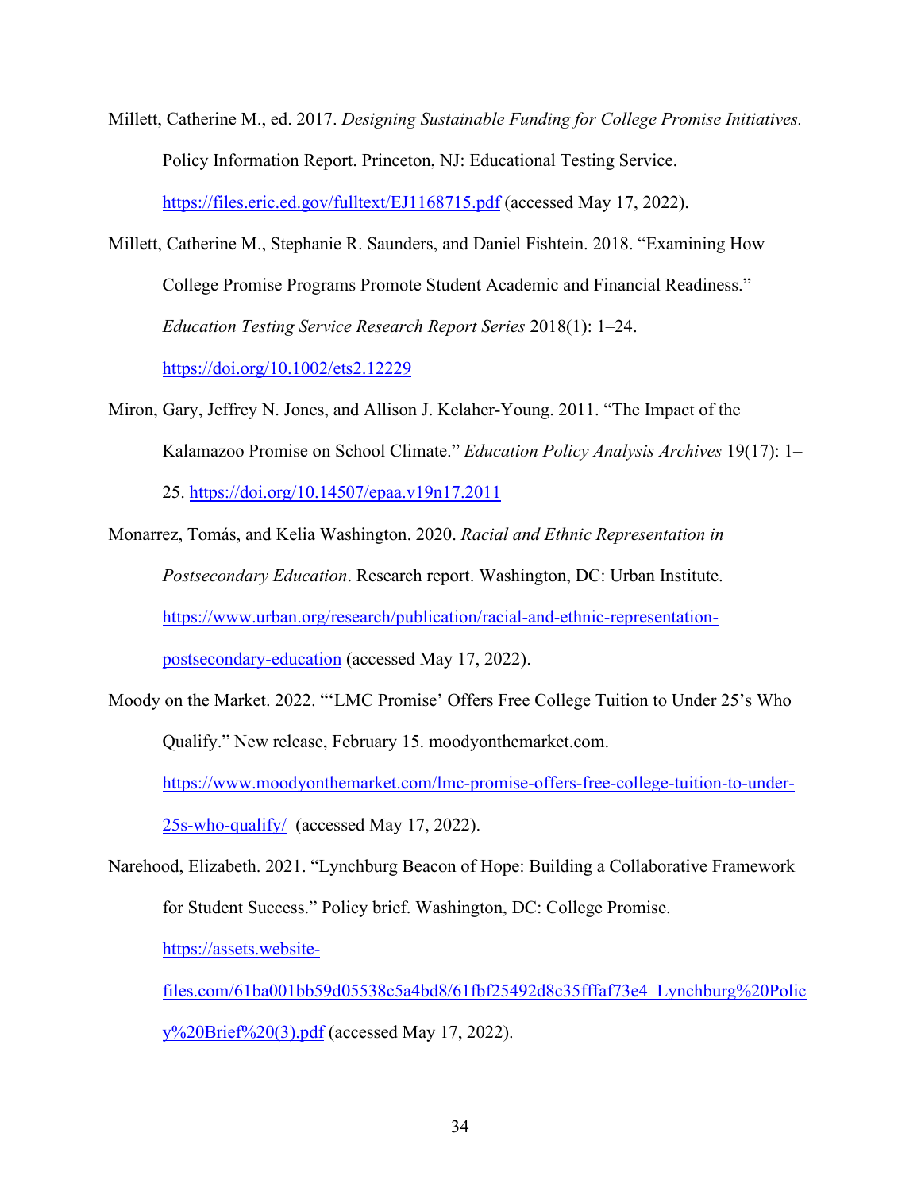Millett, Catherine M., ed. 2017. *Designing Sustainable Funding for College Promise Initiatives.* Policy Information Report. Princeton, NJ: Educational Testing Service. https://files.eric.ed.gov/fulltext/EJ1168715.pdf (accessed May 17, 2022).

Millett, Catherine M., Stephanie R. Saunders, and Daniel Fishtein. 2018. "Examining How College Promise Programs Promote Student Academic and Financial Readiness." *Education Testing Service Research Report Series* 2018(1): 1–24. https://doi.org/10.1002/ets2.12229

Miron, Gary, Jeffrey N. Jones, and Allison J. Kelaher-Young. 2011. "The Impact of the Kalamazoo Promise on School Climate." *Education Policy Analysis Archives* 19(17): 1–25. https://doi.org/10.14507/epaa.v19n17.2011

Monarrez, Tomás, and Kelia Washington. 2020. *Racial and Ethnic Representation in Postsecondary Education*. Research report. Washington, DC: Urban Institute. https://www.urban.org/research/publication/racial-and-ethnic-representation-postsecondary-education (accessed May 17, 2022).

Moody on the Market. 2022. "'LMC Promise' Offers Free College Tuition to Under 25's Who Qualify." New release, February 15. moodyonthemarket.com. https://www.moodyonthemarket.com/lmc-promise-offers-free-college-tuition-to-under-25s-who-qualify/ (accessed May 17, 2022).

Narehood, Elizabeth. 2021. "Lynchburg Beacon of Hope: Building a Collaborative Framework for Student Success." Policy brief. Washington, DC: College Promise. https://assets.website-files.com/61ba001bb59d05538c5a4bd8/61fbf25492d8c35fffaf73e4_Lynchburg%20Policy%20Brief%20(3).pdf (accessed May 17, 2022).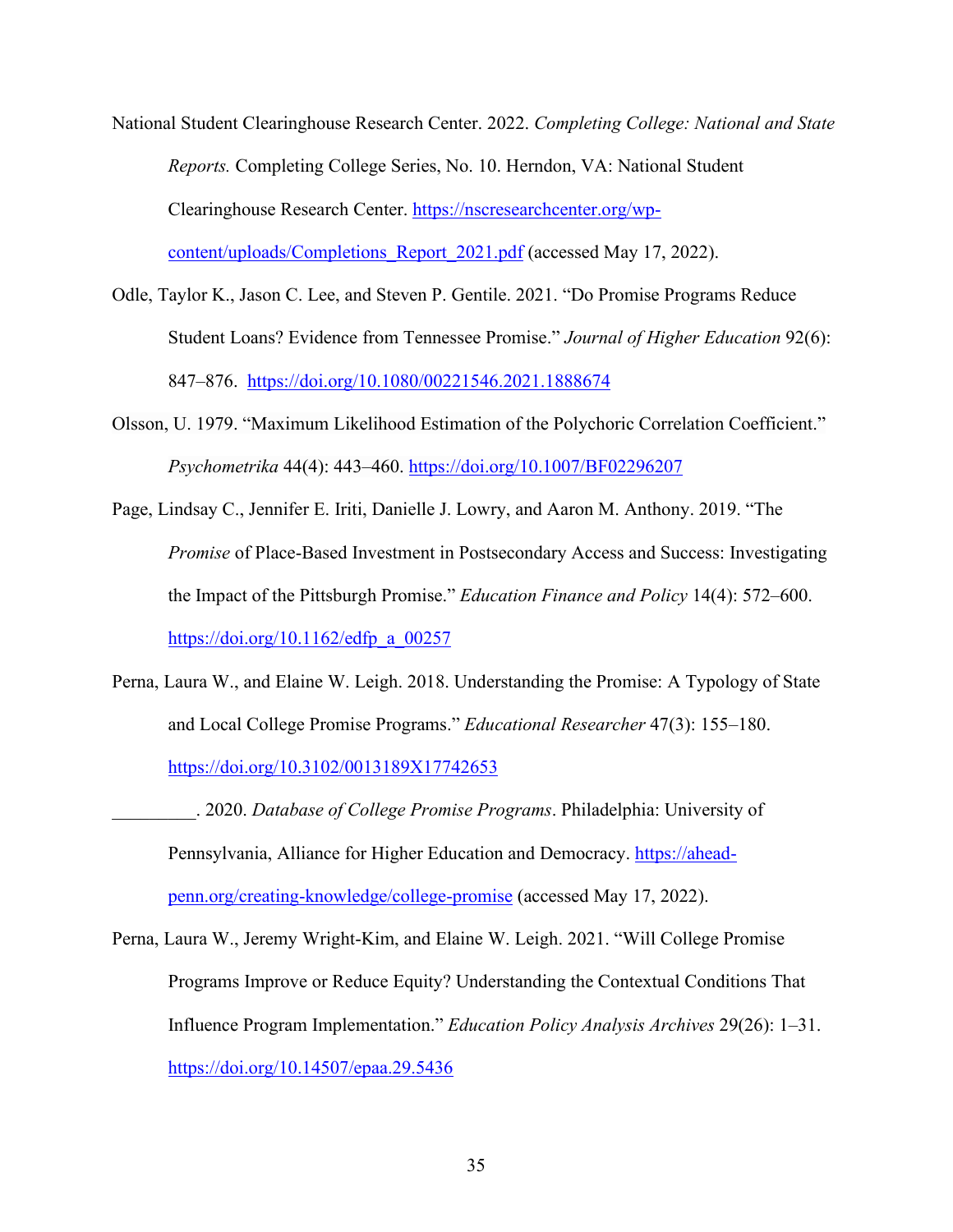National Student Clearinghouse Research Center. 2022. *Completing College: National and State Reports.* Completing College Series, No. 10. Herndon, VA: National Student Clearinghouse Research Center. https://nscresearchcenter.org/wp-content/uploads/Completions_Report_2021.pdf (accessed May 17, 2022).

Odle, Taylor K., Jason C. Lee, and Steven P. Gentile. 2021. "Do Promise Programs Reduce Student Loans? Evidence from Tennessee Promise." *Journal of Higher Education* 92(6): 847–876. https://doi.org/10.1080/00221546.2021.1888674

Olsson, U. 1979. "Maximum Likelihood Estimation of the Polychoric Correlation Coefficient." *Psychometrika* 44(4): 443–460. https://doi.org/10.1007/BF02296207

Page, Lindsay C., Jennifer E. Iriti, Danielle J. Lowry, and Aaron M. Anthony. 2019. "The *Promise* of Place-Based Investment in Postsecondary Access and Success: Investigating the Impact of the Pittsburgh Promise." *Education Finance and Policy* 14(4): 572–600. https://doi.org/10.1162/edfp_a_00257

Perna, Laura W., and Elaine W. Leigh. 2018. Understanding the Promise: A Typology of State and Local College Promise Programs." *Educational Researcher* 47(3): 155–180. https://doi.org/10.3102/0013189X17742653

_________. 2020. *Database of College Promise Programs*. Philadelphia: University of Pennsylvania, Alliance for Higher Education and Democracy. https://ahead-penn.org/creating-knowledge/college-promise (accessed May 17, 2022).

Perna, Laura W., Jeremy Wright-Kim, and Elaine W. Leigh. 2021. "Will College Promise Programs Improve or Reduce Equity? Understanding the Contextual Conditions That Influence Program Implementation." *Education Policy Analysis Archives* 29(26): 1–31. https://doi.org/10.14507/epaa.29.5436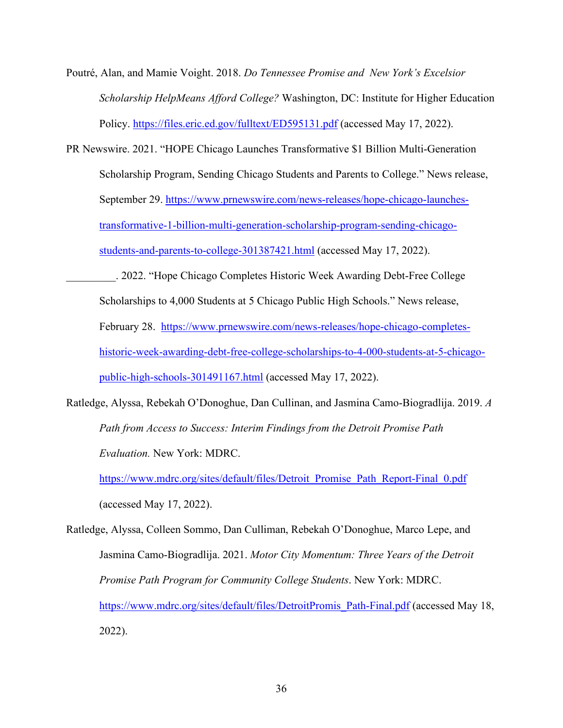Poutré, Alan, and Mamie Voight. 2018. *Do Tennessee Promise and New York's Excelsior Scholarship HelpMeans Afford College?* Washington, DC: Institute for Higher Education Policy. https://files.eric.ed.gov/fulltext/ED595131.pdf (accessed May 17, 2022).

PR Newswire. 2021. "HOPE Chicago Launches Transformative $1 Billion Multi-Generation Scholarship Program, Sending Chicago Students and Parents to College." News release, September 29. https://www.prnewswire.com/news-releases/hope-chicago-launches-transformative-1-billion-multi-generation-scholarship-program-sending-chicago-students-and-parents-to-college-301387421.html (accessed May 17, 2022).

_________. 2022. "Hope Chicago Completes Historic Week Awarding Debt-Free College Scholarships to 4,000 Students at 5 Chicago Public High Schools." News release, February 28. https://www.prnewswire.com/news-releases/hope-chicago-completes-historic-week-awarding-debt-free-college-scholarships-to-4-000-students-at-5-chicago-public-high-schools-301491167.html (accessed May 17, 2022).

Ratledge, Alyssa, Rebekah O'Donoghue, Dan Cullinan, and Jasmina Camo-Biogradlija. 2019. *A Path from Access to Success: Interim Findings from the Detroit Promise Path Evaluation.* New York: MDRC. https://www.mdrc.org/sites/default/files/Detroit_Promise_Path_Report-Final_0.pdf (accessed May 17, 2022).

Ratledge, Alyssa, Colleen Sommo, Dan Culliman, Rebekah O'Donoghue, Marco Lepe, and Jasmina Camo-Biogradlija. 2021. *Motor City Momentum: Three Years of the Detroit Promise Path Program for Community College Students*. New York: MDRC. https://www.mdrc.org/sites/default/files/DetroitPromis_Path-Final.pdf (accessed May 18, 2022).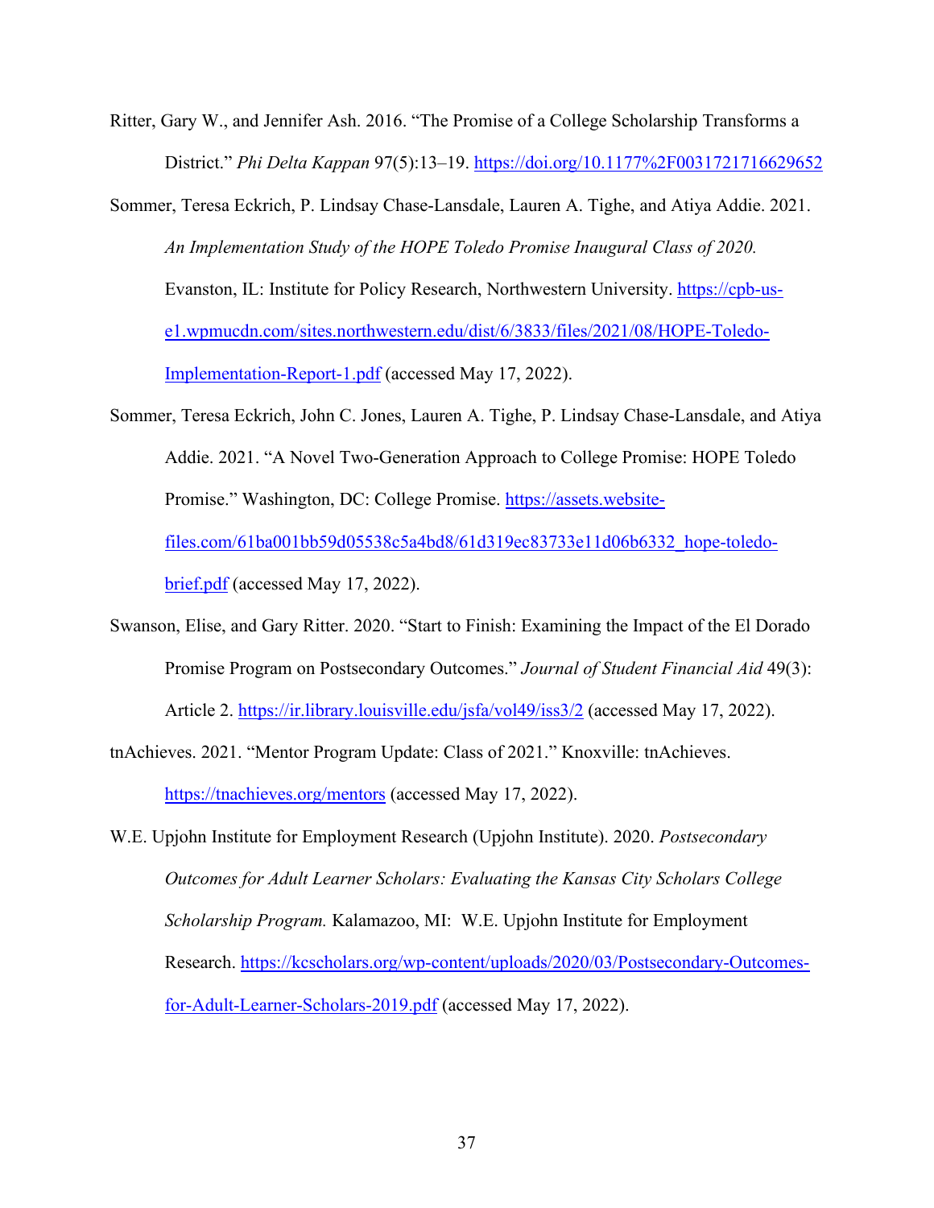Ritter, Gary W., and Jennifer Ash. 2016. "The Promise of a College Scholarship Transforms a District." *Phi Delta Kappan* 97(5):13–19. https://doi.org/10.1177%2F0031721716629652

Sommer, Teresa Eckrich, P. Lindsay Chase-Lansdale, Lauren A. Tighe, and Atiya Addie. 2021. *An Implementation Study of the HOPE Toledo Promise Inaugural Class of 2020.* Evanston, IL: Institute for Policy Research, Northwestern University. https://cpb-us-e1.wpmucdn.com/sites.northwestern.edu/dist/6/3833/files/2021/08/HOPE-Toledo-Implementation-Report-1.pdf (accessed May 17, 2022).

Sommer, Teresa Eckrich, John C. Jones, Lauren A. Tighe, P. Lindsay Chase-Lansdale, and Atiya Addie. 2021. "A Novel Two-Generation Approach to College Promise: HOPE Toledo Promise." Washington, DC: College Promise. https://assets.website-files.com/61ba001bb59d05538c5a4bd8/61d319ec83733e11d06b6332_hope-toledo-brief.pdf (accessed May 17, 2022).

Swanson, Elise, and Gary Ritter. 2020. "Start to Finish: Examining the Impact of the El Dorado Promise Program on Postsecondary Outcomes." *Journal of Student Financial Aid* 49(3): Article 2. https://ir.library.louisville.edu/jsfa/vol49/iss3/2 (accessed May 17, 2022).

tnAchieves. 2021. "Mentor Program Update: Class of 2021." Knoxville: tnAchieves. https://tnachieves.org/mentors (accessed May 17, 2022).

W.E. Upjohn Institute for Employment Research (Upjohn Institute). 2020. *Postsecondary Outcomes for Adult Learner Scholars: Evaluating the Kansas City Scholars College Scholarship Program.* Kalamazoo, MI: W.E. Upjohn Institute for Employment Research. https://kcscholars.org/wp-content/uploads/2020/03/Postsecondary-Outcomes-for-Adult-Learner-Scholars-2019.pdf (accessed May 17, 2022).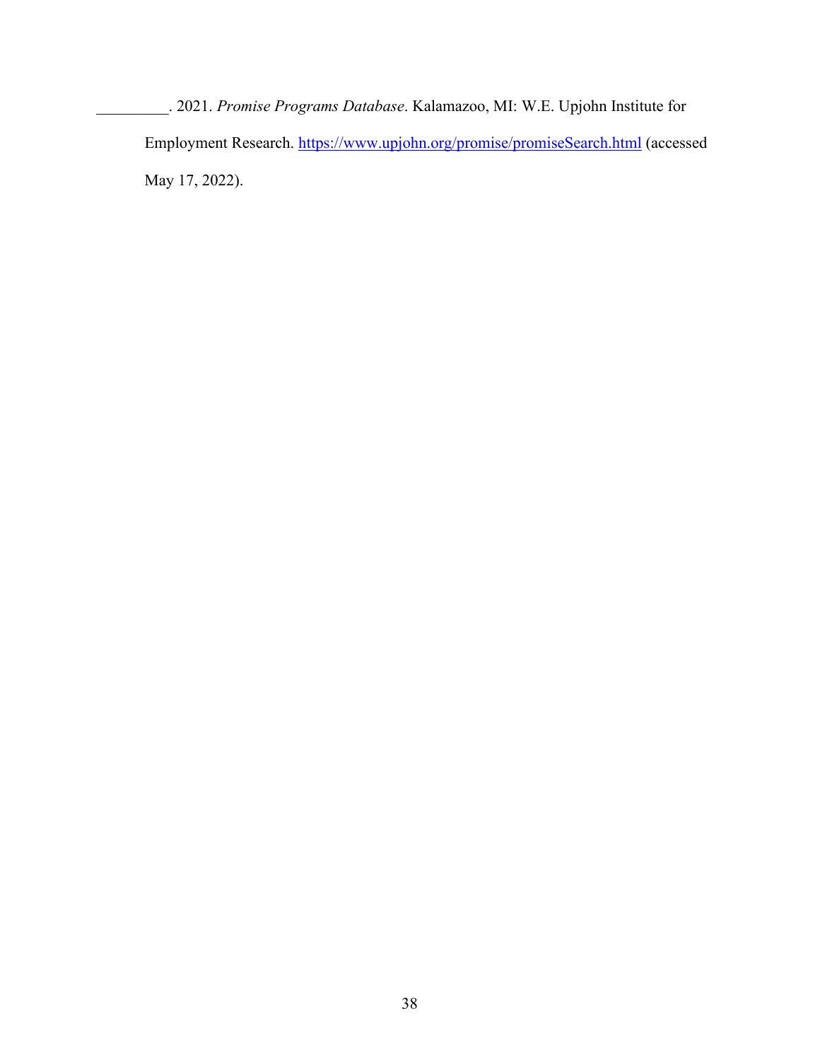_________. 2021. *Promise Programs Database*. Kalamazoo, MI: W.E. Upjohn Institute for Employment Research. https://www.upjohn.org/promise/promiseSearch.html (accessed May 17, 2022).